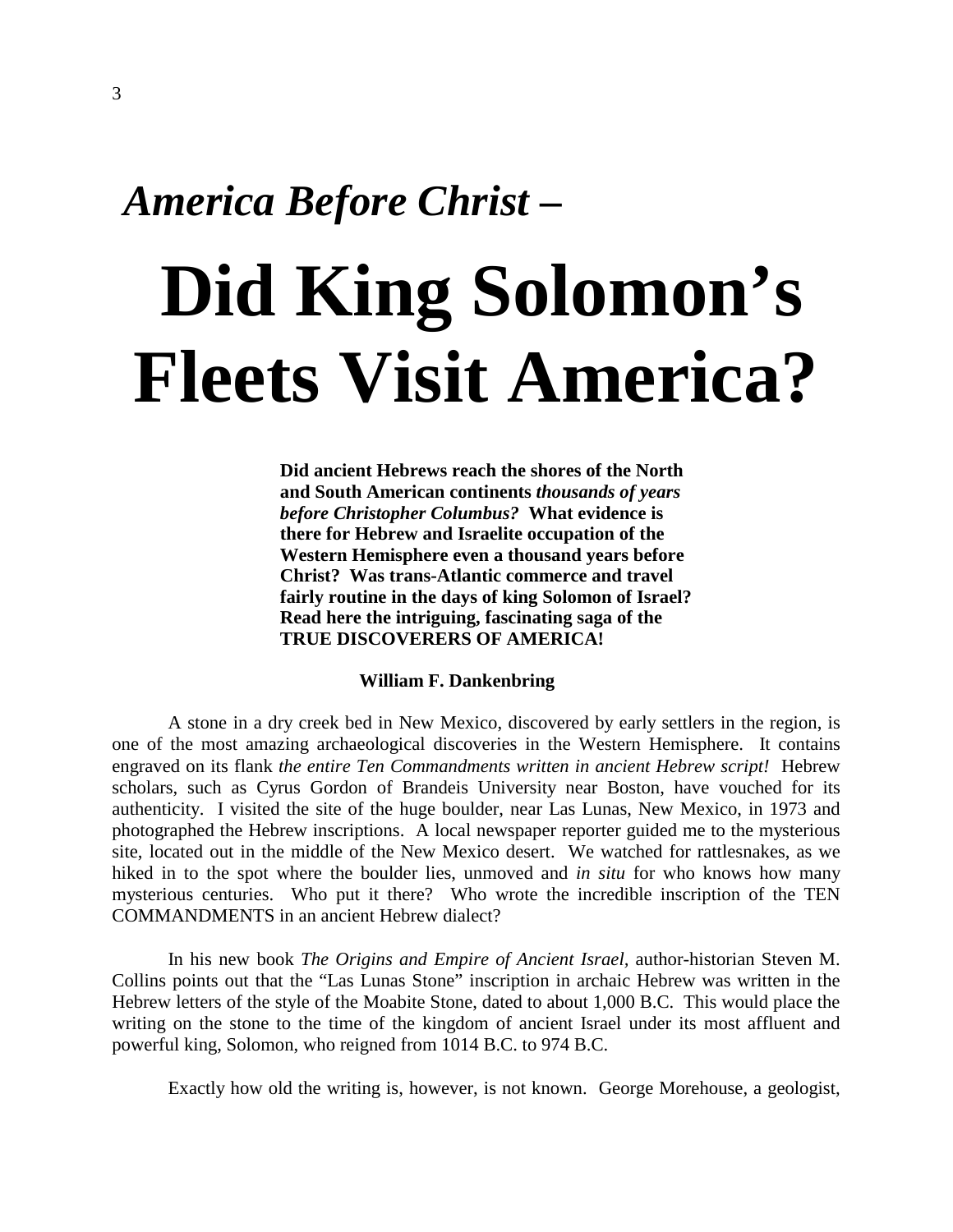## *America Before Christ –*

# Did King Solomon's Fleets Visit America?

**Did ancient Hebrews reach the shores of the North and South American continents *thousands of years before Christopher Columbus?* What evidence is there for Hebrew and Israelite occupation of the Western Hemisphere even a thousand years before Christ? Was trans-Atlantic commerce and travel fairly routine in the days of king Solomon of Israel? Read here the intriguing, fascinating saga of the TRUE DISCOVERERS OF AMERICA!**

**William F. Dankenbring**

A stone in a dry creek bed in New Mexico, discovered by early settlers in the region, is one of the most amazing archaeological discoveries in the Western Hemisphere. It contains engraved on its flank *the entire Ten Commandments written in ancient Hebrew script!* Hebrew scholars, such as Cyrus Gordon of Brandeis University near Boston, have vouched for its authenticity. I visited the site of the huge boulder, near Las Lunas, New Mexico, in 1973 and photographed the Hebrew inscriptions. A local newspaper reporter guided me to the mysterious site, located out in the middle of the New Mexico desert. We watched for rattlesnakes, as we hiked in to the spot where the boulder lies, unmoved and *in situ* for who knows how many mysterious centuries. Who put it there? Who wrote the incredible inscription of the TEN COMMANDMENTS in an ancient Hebrew dialect?

In his new book *The Origins and Empire of Ancient Israel,* author-historian Steven M. Collins points out that the "Las Lunas Stone" inscription in archaic Hebrew was written in the Hebrew letters of the style of the Moabite Stone, dated to about 1,000 B.C. This would place the writing on the stone to the time of the kingdom of ancient Israel under its most affluent and powerful king, Solomon, who reigned from 1014 B.C. to 974 B.C.

Exactly how old the writing is, however, is not known. George Morehouse, a geologist,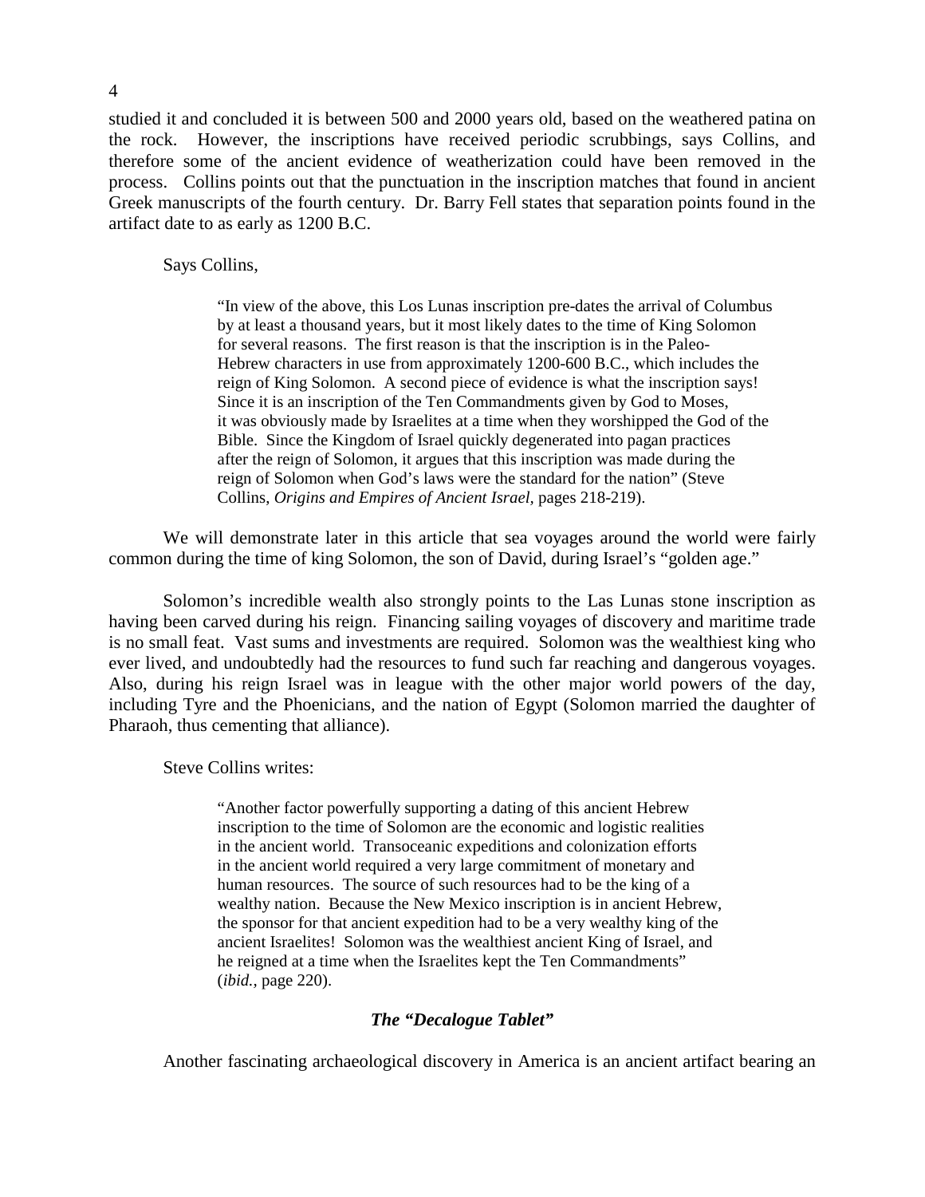studied it and concluded it is between 500 and 2000 years old, based on the weathered patina on the rock. However, the inscriptions have received periodic scrubbings, says Collins, and therefore some of the ancient evidence of weatherization could have been removed in the process. Collins points out that the punctuation in the inscription matches that found in ancient Greek manuscripts of the fourth century. Dr. Barry Fell states that separation points found in the artifact date to as early as 1200 B.C.

Says Collins,

> "In view of the above, this Los Lunas inscription pre-dates the arrival of Columbus by at least a thousand years, but it most likely dates to the time of King Solomon for several reasons. The first reason is that the inscription is in the Paleo-Hebrew characters in use from approximately 1200-600 B.C., which includes the reign of King Solomon. A second piece of evidence is what the inscription says! Since it is an inscription of the Ten Commandments given by God to Moses, it was obviously made by Israelites at a time when they worshipped the God of the Bible. Since the Kingdom of Israel quickly degenerated into pagan practices after the reign of Solomon, it argues that this inscription was made during the reign of Solomon when God's laws were the standard for the nation" (Steve Collins, *Origins and Empires of Ancient Israel,* pages 218-219).

We will demonstrate later in this article that sea voyages around the world were fairly common during the time of king Solomon, the son of David, during Israel's "golden age."

Solomon's incredible wealth also strongly points to the Las Lunas stone inscription as having been carved during his reign. Financing sailing voyages of discovery and maritime trade is no small feat. Vast sums and investments are required. Solomon was the wealthiest king who ever lived, and undoubtedly had the resources to fund such far reaching and dangerous voyages. Also, during his reign Israel was in league with the other major world powers of the day, including Tyre and the Phoenicians, and the nation of Egypt (Solomon married the daughter of Pharaoh, thus cementing that alliance).

Steve Collins writes:

> "Another factor powerfully supporting a dating of this ancient Hebrew inscription to the time of Solomon are the economic and logistic realities in the ancient world. Transoceanic expeditions and colonization efforts in the ancient world required a very large commitment of monetary and human resources. The source of such resources had to be the king of a wealthy nation. Because the New Mexico inscription is in ancient Hebrew, the sponsor for that ancient expedition had to be a very wealthy king of the ancient Israelites! Solomon was the wealthiest ancient King of Israel, and he reigned at a time when the Israelites kept the Ten Commandments" (*ibid.*, page 220).

### *The "Decalogue Tablet"*

Another fascinating archaeological discovery in America is an ancient artifact bearing an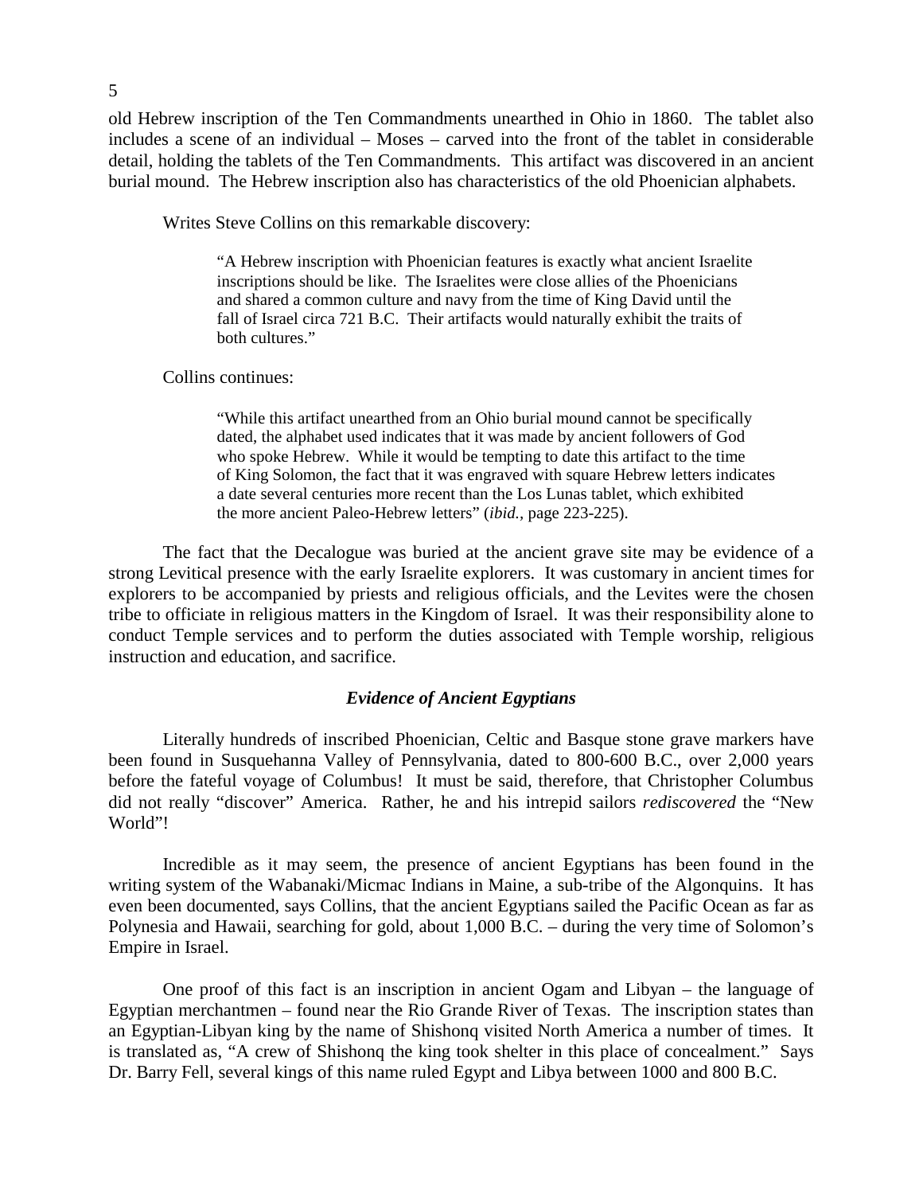old Hebrew inscription of the Ten Commandments unearthed in Ohio in 1860. The tablet also includes a scene of an individual – Moses – carved into the front of the tablet in considerable detail, holding the tablets of the Ten Commandments. This artifact was discovered in an ancient burial mound. The Hebrew inscription also has characteristics of the old Phoenician alphabets.

Writes Steve Collins on this remarkable discovery:

> "A Hebrew inscription with Phoenician features is exactly what ancient Israelite inscriptions should be like. The Israelites were close allies of the Phoenicians and shared a common culture and navy from the time of King David until the fall of Israel circa 721 B.C. Their artifacts would naturally exhibit the traits of both cultures."

Collins continues:

> "While this artifact unearthed from an Ohio burial mound cannot be specifically dated, the alphabet used indicates that it was made by ancient followers of God who spoke Hebrew. While it would be tempting to date this artifact to the time of King Solomon, the fact that it was engraved with square Hebrew letters indicates a date several centuries more recent than the Los Lunas tablet, which exhibited the more ancient Paleo-Hebrew letters" (*ibid.,* page 223-225).

The fact that the Decalogue was buried at the ancient grave site may be evidence of a strong Levitical presence with the early Israelite explorers. It was customary in ancient times for explorers to be accompanied by priests and religious officials, and the Levites were the chosen tribe to officiate in religious matters in the Kingdom of Israel. It was their responsibility alone to conduct Temple services and to perform the duties associated with Temple worship, religious instruction and education, and sacrifice.

### *Evidence of Ancient Egyptians*

Literally hundreds of inscribed Phoenician, Celtic and Basque stone grave markers have been found in Susquehanna Valley of Pennsylvania, dated to 800-600 B.C., over 2,000 years before the fateful voyage of Columbus! It must be said, therefore, that Christopher Columbus did not really "discover" America. Rather, he and his intrepid sailors *rediscovered* the "New World"!

Incredible as it may seem, the presence of ancient Egyptians has been found in the writing system of the Wabanaki/Micmac Indians in Maine, a sub-tribe of the Algonquins. It has even been documented, says Collins, that the ancient Egyptians sailed the Pacific Ocean as far as Polynesia and Hawaii, searching for gold, about 1,000 B.C. – during the very time of Solomon's Empire in Israel.

One proof of this fact is an inscription in ancient Ogam and Libyan – the language of Egyptian merchantmen – found near the Rio Grande River of Texas. The inscription states than an Egyptian-Libyan king by the name of Shishonq visited North America a number of times. It is translated as, "A crew of Shishonq the king took shelter in this place of concealment." Says Dr. Barry Fell, several kings of this name ruled Egypt and Libya between 1000 and 800 B.C.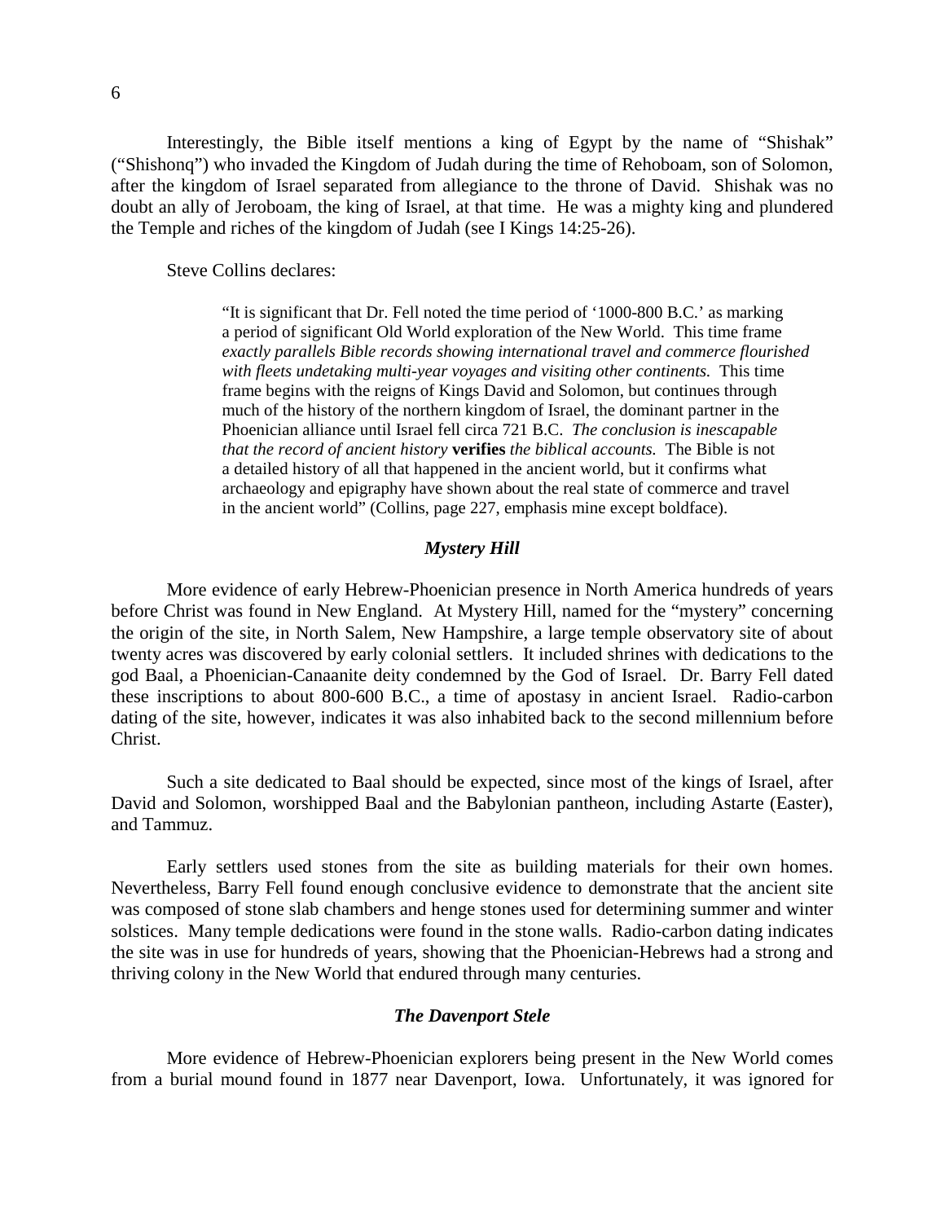Interestingly, the Bible itself mentions a king of Egypt by the name of "Shishak" ("Shishonq") who invaded the Kingdom of Judah during the time of Rehoboam, son of Solomon, after the kingdom of Israel separated from allegiance to the throne of David. Shishak was no doubt an ally of Jeroboam, the king of Israel, at that time. He was a mighty king and plundered the Temple and riches of the kingdom of Judah (see I Kings 14:25-26).

Steve Collins declares:

> "It is significant that Dr. Fell noted the time period of '1000-800 B.C.' as marking a period of significant Old World exploration of the New World. This time frame *exactly parallels Bible records showing international travel and commerce flourished with fleets undetaking multi-year voyages and visiting other continents.* This time frame begins with the reigns of Kings David and Solomon, but continues through much of the history of the northern kingdom of Israel, the dominant partner in the Phoenician alliance until Israel fell circa 721 B.C. *The conclusion is inescapable that the record of ancient history* **verifies** *the biblical accounts.* The Bible is not a detailed history of all that happened in the ancient world, but it confirms what archaeology and epigraphy have shown about the real state of commerce and travel in the ancient world" (Collins, page 227, emphasis mine except boldface).

### *Mystery Hill*

More evidence of early Hebrew-Phoenician presence in North America hundreds of years before Christ was found in New England. At Mystery Hill, named for the "mystery" concerning the origin of the site, in North Salem, New Hampshire, a large temple observatory site of about twenty acres was discovered by early colonial settlers. It included shrines with dedications to the god Baal, a Phoenician-Canaanite deity condemned by the God of Israel. Dr. Barry Fell dated these inscriptions to about 800-600 B.C., a time of apostasy in ancient Israel. Radio-carbon dating of the site, however, indicates it was also inhabited back to the second millennium before Christ.

Such a site dedicated to Baal should be expected, since most of the kings of Israel, after David and Solomon, worshipped Baal and the Babylonian pantheon, including Astarte (Easter), and Tammuz.

Early settlers used stones from the site as building materials for their own homes. Nevertheless, Barry Fell found enough conclusive evidence to demonstrate that the ancient site was composed of stone slab chambers and henge stones used for determining summer and winter solstices. Many temple dedications were found in the stone walls. Radio-carbon dating indicates the site was in use for hundreds of years, showing that the Phoenician-Hebrews had a strong and thriving colony in the New World that endured through many centuries.

### *The Davenport Stele*

More evidence of Hebrew-Phoenician explorers being present in the New World comes from a burial mound found in 1877 near Davenport, Iowa. Unfortunately, it was ignored for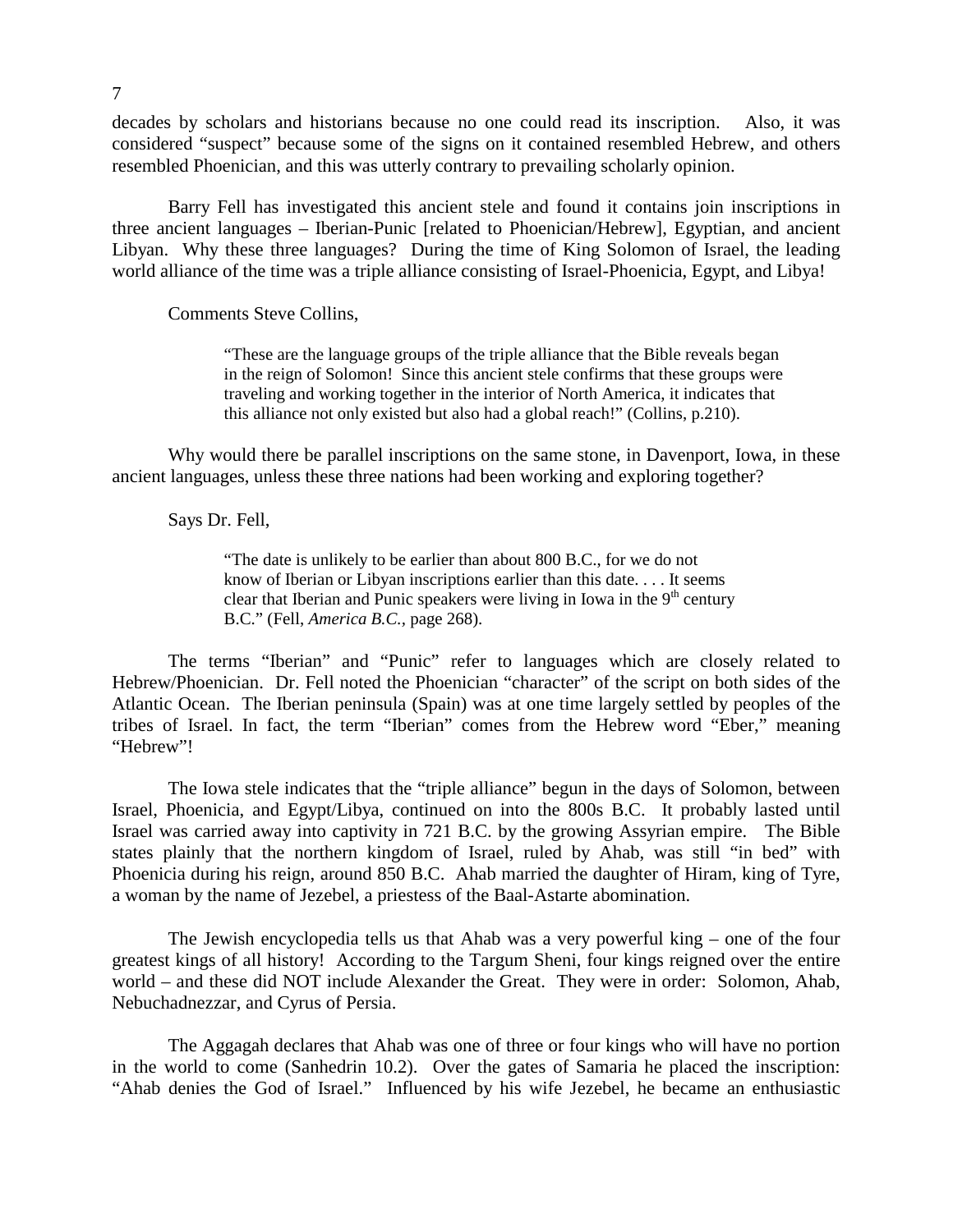decades by scholars and historians because no one could read its inscription. Also, it was considered "suspect" because some of the signs on it contained resembled Hebrew, and others resembled Phoenician, and this was utterly contrary to prevailing scholarly opinion.

Barry Fell has investigated this ancient stele and found it contains join inscriptions in three ancient languages – Iberian-Punic [related to Phoenician/Hebrew], Egyptian, and ancient Libyan. Why these three languages? During the time of King Solomon of Israel, the leading world alliance of the time was a triple alliance consisting of Israel-Phoenicia, Egypt, and Libya!

Comments Steve Collins,

> "These are the language groups of the triple alliance that the Bible reveals began in the reign of Solomon! Since this ancient stele confirms that these groups were traveling and working together in the interior of North America, it indicates that this alliance not only existed but also had a global reach!" (Collins, p.210).

Why would there be parallel inscriptions on the same stone, in Davenport, Iowa, in these ancient languages, unless these three nations had been working and exploring together?

Says Dr. Fell,

> "The date is unlikely to be earlier than about 800 B.C., for we do not know of Iberian or Libyan inscriptions earlier than this date. . . . It seems clear that Iberian and Punic speakers were living in Iowa in the 9th century B.C." (Fell, *America B.C.*, page 268).

The terms "Iberian" and "Punic" refer to languages which are closely related to Hebrew/Phoenician. Dr. Fell noted the Phoenician "character" of the script on both sides of the Atlantic Ocean. The Iberian peninsula (Spain) was at one time largely settled by peoples of the tribes of Israel. In fact, the term "Iberian" comes from the Hebrew word "Eber," meaning "Hebrew"!

The Iowa stele indicates that the "triple alliance" begun in the days of Solomon, between Israel, Phoenicia, and Egypt/Libya, continued on into the 800s B.C. It probably lasted until Israel was carried away into captivity in 721 B.C. by the growing Assyrian empire. The Bible states plainly that the northern kingdom of Israel, ruled by Ahab, was still "in bed" with Phoenicia during his reign, around 850 B.C. Ahab married the daughter of Hiram, king of Tyre, a woman by the name of Jezebel, a priestess of the Baal-Astarte abomination.

The Jewish encyclopedia tells us that Ahab was a very powerful king – one of the four greatest kings of all history! According to the Targum Sheni, four kings reigned over the entire world – and these did NOT include Alexander the Great. They were in order: Solomon, Ahab, Nebuchadnezzar, and Cyrus of Persia.

The Aggagah declares that Ahab was one of three or four kings who will have no portion in the world to come (Sanhedrin 10.2). Over the gates of Samaria he placed the inscription: "Ahab denies the God of Israel." Influenced by his wife Jezebel, he became an enthusiastic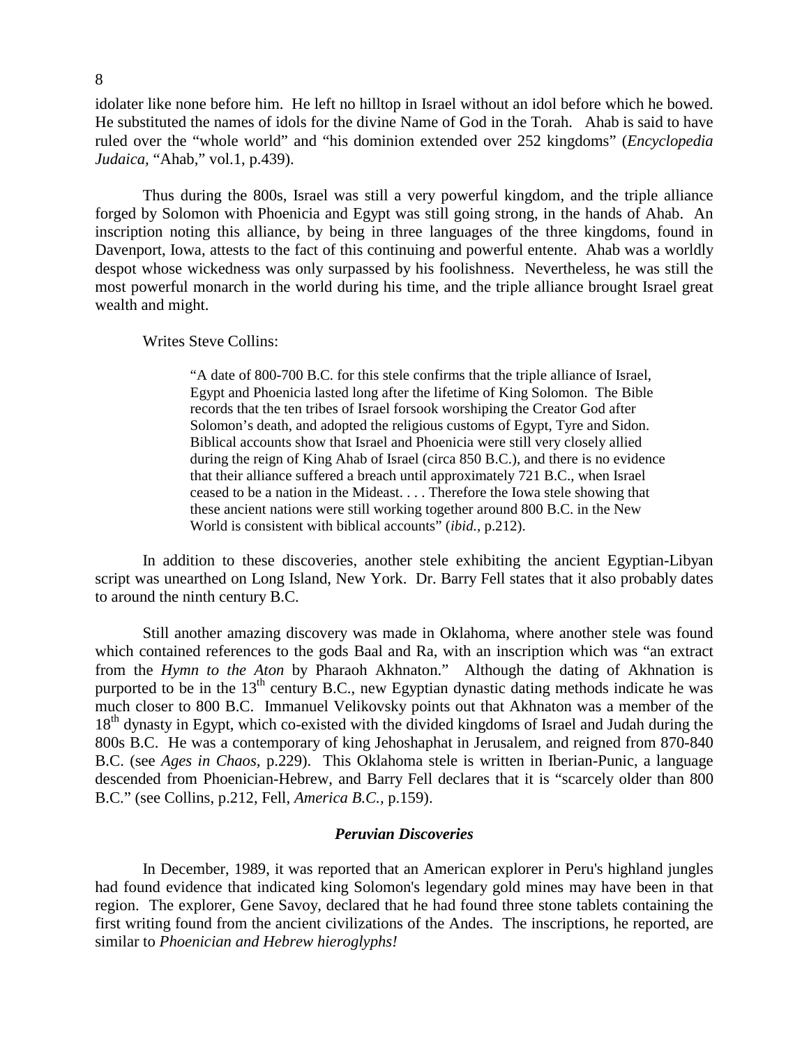idolater like none before him. He left no hilltop in Israel without an idol before which he bowed. He substituted the names of idols for the divine Name of God in the Torah. Ahab is said to have ruled over the "whole world" and "his dominion extended over 252 kingdoms" (*Encyclopedia Judaica,* "Ahab," vol.1, p.439).

Thus during the 800s, Israel was still a very powerful kingdom, and the triple alliance forged by Solomon with Phoenicia and Egypt was still going strong, in the hands of Ahab. An inscription noting this alliance, by being in three languages of the three kingdoms, found in Davenport, Iowa, attests to the fact of this continuing and powerful entente. Ahab was a worldly despot whose wickedness was only surpassed by his foolishness. Nevertheless, he was still the most powerful monarch in the world during his time, and the triple alliance brought Israel great wealth and might.

Writes Steve Collins:

> "A date of 800-700 B.C. for this stele confirms that the triple alliance of Israel, Egypt and Phoenicia lasted long after the lifetime of King Solomon. The Bible records that the ten tribes of Israel forsook worshiping the Creator God after Solomon's death, and adopted the religious customs of Egypt, Tyre and Sidon. Biblical accounts show that Israel and Phoenicia were still very closely allied during the reign of King Ahab of Israel (circa 850 B.C.), and there is no evidence that their alliance suffered a breach until approximately 721 B.C., when Israel ceased to be a nation in the Mideast. . . . Therefore the Iowa stele showing that these ancient nations were still working together around 800 B.C. in the New World is consistent with biblical accounts" (*ibid.,* p.212).

In addition to these discoveries, another stele exhibiting the ancient Egyptian-Libyan script was unearthed on Long Island, New York. Dr. Barry Fell states that it also probably dates to around the ninth century B.C.

Still another amazing discovery was made in Oklahoma, where another stele was found which contained references to the gods Baal and Ra, with an inscription which was "an extract from the *Hymn to the Aton* by Pharaoh Akhnaton." Although the dating of Akhnation is purported to be in the 13th century B.C., new Egyptian dynastic dating methods indicate he was much closer to 800 B.C. Immanuel Velikovsky points out that Akhnaton was a member of the 18th dynasty in Egypt, which co-existed with the divided kingdoms of Israel and Judah during the 800s B.C. He was a contemporary of king Jehoshaphat in Jerusalem, and reigned from 870-840 B.C. (see *Ages in Chaos,* p.229). This Oklahoma stele is written in Iberian-Punic, a language descended from Phoenician-Hebrew, and Barry Fell declares that it is "scarcely older than 800 B.C." (see Collins, p.212, Fell, *America B.C.,* p.159).

### *Peruvian Discoveries*

In December, 1989, it was reported that an American explorer in Peru's highland jungles had found evidence that indicated king Solomon's legendary gold mines may have been in that region. The explorer, Gene Savoy, declared that he had found three stone tablets containing the first writing found from the ancient civilizations of the Andes. The inscriptions, he reported, are similar to *Phoenician and Hebrew hieroglyphs!*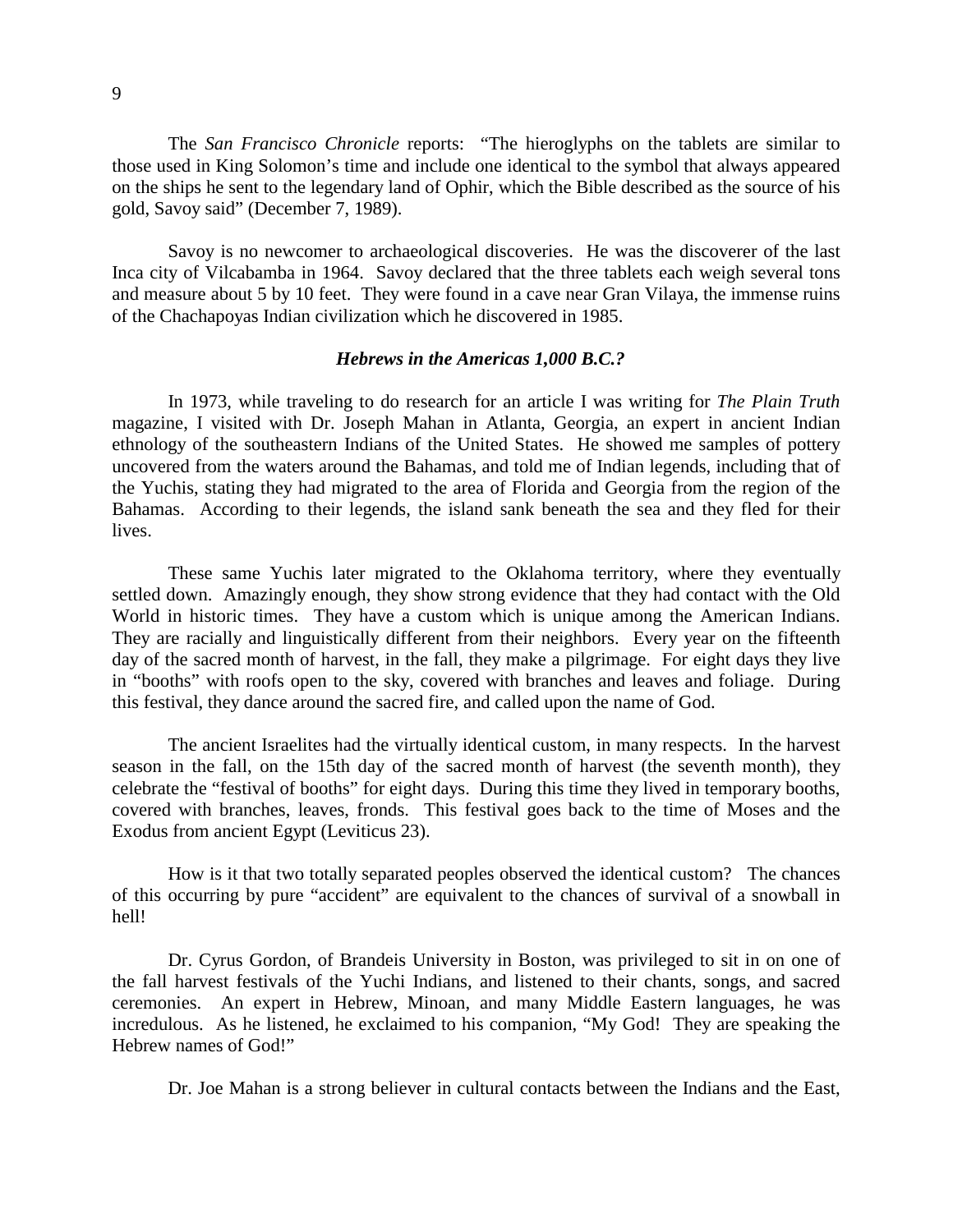The *San Francisco Chronicle* reports: "The hieroglyphs on the tablets are similar to those used in King Solomon's time and include one identical to the symbol that always appeared on the ships he sent to the legendary land of Ophir, which the Bible described as the source of his gold, Savoy said" (December 7, 1989).

Savoy is no newcomer to archaeological discoveries. He was the discoverer of the last Inca city of Vilcabamba in 1964. Savoy declared that the three tablets each weigh several tons and measure about 5 by 10 feet. They were found in a cave near Gran Vilaya, the immense ruins of the Chachapoyas Indian civilization which he discovered in 1985.

### *Hebrews in the Americas 1,000 B.C.?*

In 1973, while traveling to do research for an article I was writing for *The Plain Truth* magazine, I visited with Dr. Joseph Mahan in Atlanta, Georgia, an expert in ancient Indian ethnology of the southeastern Indians of the United States. He showed me samples of pottery uncovered from the waters around the Bahamas, and told me of Indian legends, including that of the Yuchis, stating they had migrated to the area of Florida and Georgia from the region of the Bahamas. According to their legends, the island sank beneath the sea and they fled for their lives.

These same Yuchis later migrated to the Oklahoma territory, where they eventually settled down. Amazingly enough, they show strong evidence that they had contact with the Old World in historic times. They have a custom which is unique among the American Indians. They are racially and linguistically different from their neighbors. Every year on the fifteenth day of the sacred month of harvest, in the fall, they make a pilgrimage. For eight days they live in "booths" with roofs open to the sky, covered with branches and leaves and foliage. During this festival, they dance around the sacred fire, and called upon the name of God.

The ancient Israelites had the virtually identical custom, in many respects. In the harvest season in the fall, on the 15th day of the sacred month of harvest (the seventh month), they celebrate the "festival of booths" for eight days. During this time they lived in temporary booths, covered with branches, leaves, fronds. This festival goes back to the time of Moses and the Exodus from ancient Egypt (Leviticus 23).

How is it that two totally separated peoples observed the identical custom? The chances of this occurring by pure "accident" are equivalent to the chances of survival of a snowball in hell!

Dr. Cyrus Gordon, of Brandeis University in Boston, was privileged to sit in on one of the fall harvest festivals of the Yuchi Indians, and listened to their chants, songs, and sacred ceremonies. An expert in Hebrew, Minoan, and many Middle Eastern languages, he was incredulous. As he listened, he exclaimed to his companion, "My God! They are speaking the Hebrew names of God!"

Dr. Joe Mahan is a strong believer in cultural contacts between the Indians and the East,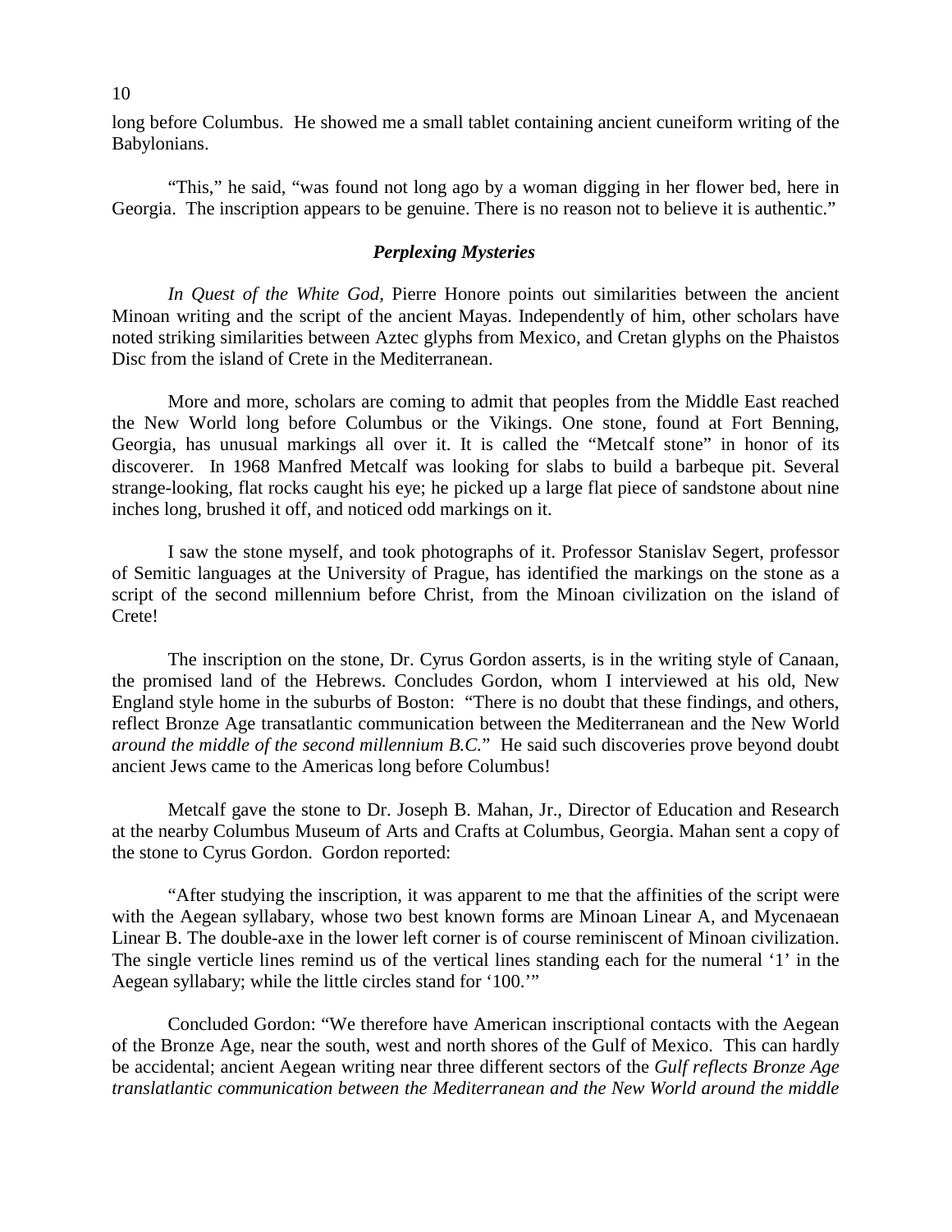long before Columbus. He showed me a small tablet containing ancient cuneiform writing of the Babylonians.

"This," he said, "was found not long ago by a woman digging in her flower bed, here in Georgia. The inscription appears to be genuine. There is no reason not to believe it is authentic."

### *Perplexing Mysteries*

*In Quest of the White God,* Pierre Honore points out similarities between the ancient Minoan writing and the script of the ancient Mayas. Independently of him, other scholars have noted striking similarities between Aztec glyphs from Mexico, and Cretan glyphs on the Phaistos Disc from the island of Crete in the Mediterranean.

More and more, scholars are coming to admit that peoples from the Middle East reached the New World long before Columbus or the Vikings. One stone, found at Fort Benning, Georgia, has unusual markings all over it. It is called the "Metcalf stone" in honor of its discoverer. In 1968 Manfred Metcalf was looking for slabs to build a barbeque pit. Several strange-looking, flat rocks caught his eye; he picked up a large flat piece of sandstone about nine inches long, brushed it off, and noticed odd markings on it.

I saw the stone myself, and took photographs of it. Professor Stanislav Segert, professor of Semitic languages at the University of Prague, has identified the markings on the stone as a script of the second millennium before Christ, from the Minoan civilization on the island of Crete!

The inscription on the stone, Dr. Cyrus Gordon asserts, is in the writing style of Canaan, the promised land of the Hebrews. Concludes Gordon, whom I interviewed at his old, New England style home in the suburbs of Boston: "There is no doubt that these findings, and others, reflect Bronze Age transatlantic communication between the Mediterranean and the New World *around the middle of the second millennium B.C.*" He said such discoveries prove beyond doubt ancient Jews came to the Americas long before Columbus!

Metcalf gave the stone to Dr. Joseph B. Mahan, Jr., Director of Education and Research at the nearby Columbus Museum of Arts and Crafts at Columbus, Georgia. Mahan sent a copy of the stone to Cyrus Gordon. Gordon reported:

"After studying the inscription, it was apparent to me that the affinities of the script were with the Aegean syllabary, whose two best known forms are Minoan Linear A, and Mycenaean Linear B. The double-axe in the lower left corner is of course reminiscent of Minoan civilization. The single verticle lines remind us of the vertical lines standing each for the numeral '1' in the Aegean syllabary; while the little circles stand for '100.'"

Concluded Gordon: "We therefore have American inscriptional contacts with the Aegean of the Bronze Age, near the south, west and north shores of the Gulf of Mexico. This can hardly be accidental; ancient Aegean writing near three different sectors of the *Gulf reflects Bronze Age translatlantic communication between the Mediterranean and the New World around the middle*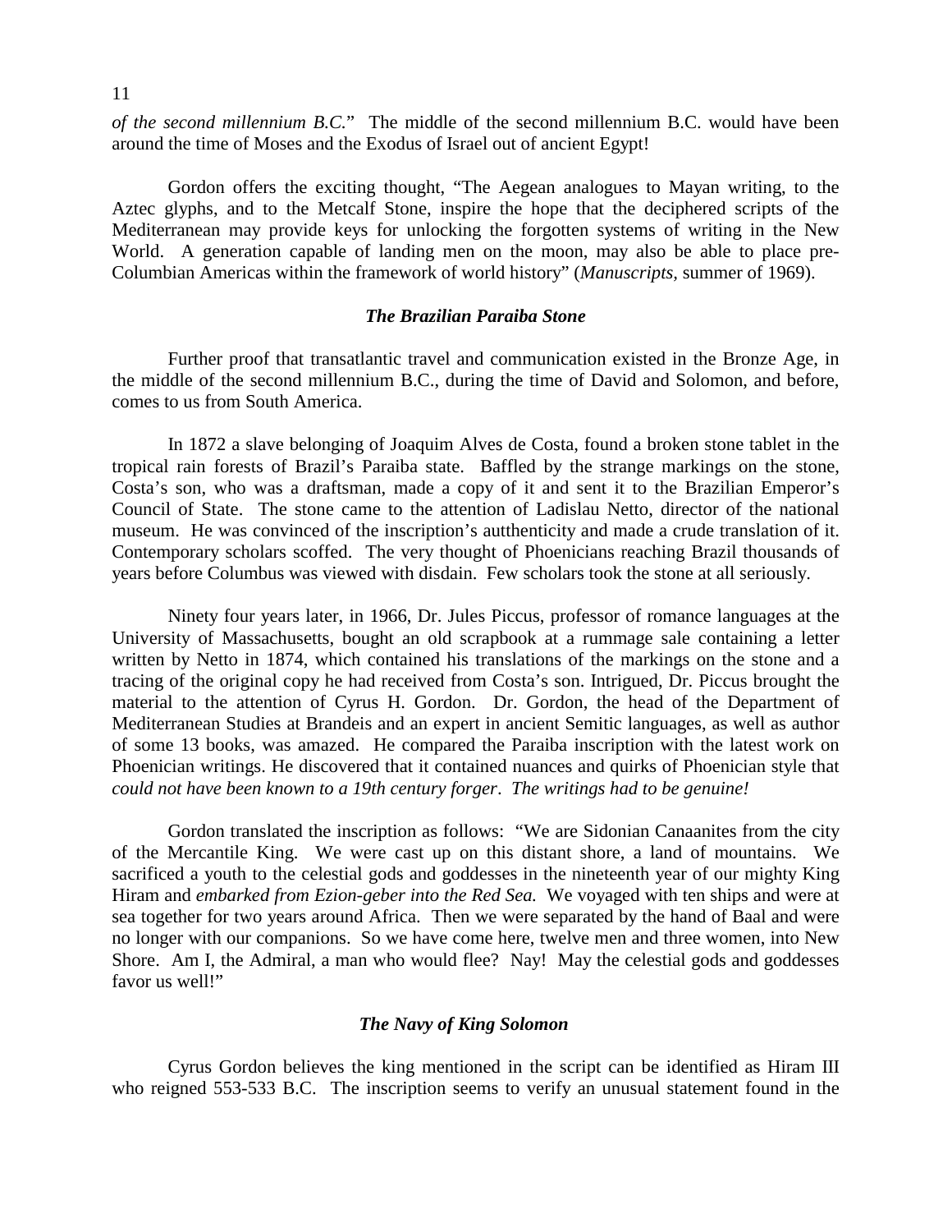*of the second millennium B.C.*" The middle of the second millennium B.C. would have been around the time of Moses and the Exodus of Israel out of ancient Egypt!

Gordon offers the exciting thought, "The Aegean analogues to Mayan writing, to the Aztec glyphs, and to the Metcalf Stone, inspire the hope that the deciphered scripts of the Mediterranean may provide keys for unlocking the forgotten systems of writing in the New World. A generation capable of landing men on the moon, may also be able to place pre-Columbian Americas within the framework of world history" (*Manuscripts*, summer of 1969).

### *The Brazilian Paraiba Stone*

Further proof that transatlantic travel and communication existed in the Bronze Age, in the middle of the second millennium B.C., during the time of David and Solomon, and before, comes to us from South America.

In 1872 a slave belonging of Joaquim Alves de Costa, found a broken stone tablet in the tropical rain forests of Brazil's Paraiba state. Baffled by the strange markings on the stone, Costa's son, who was a draftsman, made a copy of it and sent it to the Brazilian Emperor's Council of State. The stone came to the attention of Ladislau Netto, director of the national museum. He was convinced of the inscription's autthenticity and made a crude translation of it. Contemporary scholars scoffed. The very thought of Phoenicians reaching Brazil thousands of years before Columbus was viewed with disdain. Few scholars took the stone at all seriously.

Ninety four years later, in 1966, Dr. Jules Piccus, professor of romance languages at the University of Massachusetts, bought an old scrapbook at a rummage sale containing a letter written by Netto in 1874, which contained his translations of the markings on the stone and a tracing of the original copy he had received from Costa's son. Intrigued, Dr. Piccus brought the material to the attention of Cyrus H. Gordon. Dr. Gordon, the head of the Department of Mediterranean Studies at Brandeis and an expert in ancient Semitic languages, as well as author of some 13 books, was amazed. He compared the Paraiba inscription with the latest work on Phoenician writings. He discovered that it contained nuances and quirks of Phoenician style that *could not have been known to a 19th century forger*. *The writings had to be genuine!*

Gordon translated the inscription as follows: "We are Sidonian Canaanites from the city of the Mercantile King. We were cast up on this distant shore, a land of mountains. We sacrificed a youth to the celestial gods and goddesses in the nineteenth year of our mighty King Hiram and *embarked from Ezion-geber into the Red Sea.* We voyaged with ten ships and were at sea together for two years around Africa. Then we were separated by the hand of Baal and were no longer with our companions. So we have come here, twelve men and three women, into New Shore. Am I, the Admiral, a man who would flee? Nay! May the celestial gods and goddesses favor us well!"

### *The Navy of King Solomon*

Cyrus Gordon believes the king mentioned in the script can be identified as Hiram III who reigned 553-533 B.C. The inscription seems to verify an unusual statement found in the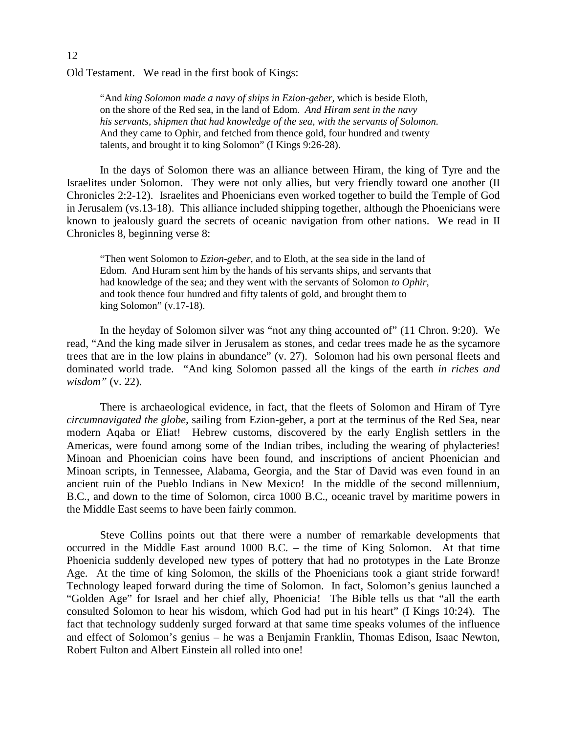Old Testament. We read in the first book of Kings:

> "And *king Solomon made a navy of ships in Ezion-geber*, which is beside Eloth, on the shore of the Red sea, in the land of Edom. *And Hiram sent in the navy his servants, shipmen that had knowledge of the sea, with the servants of Solomon.* And they came to Ophir, and fetched from thence gold, four hundred and twenty talents, and brought it to king Solomon" (I Kings 9:26-28).

In the days of Solomon there was an alliance between Hiram, the king of Tyre and the Israelites under Solomon. They were not only allies, but very friendly toward one another (II Chronicles 2:2-12). Israelites and Phoenicians even worked together to build the Temple of God in Jerusalem (vs.13-18). This alliance included shipping together, although the Phoenicians were known to jealously guard the secrets of oceanic navigation from other nations. We read in II Chronicles 8, beginning verse 8:

> "Then went Solomon to *Ezion-geber*, and to Eloth, at the sea side in the land of Edom. And Huram sent him by the hands of his servants ships, and servants that had knowledge of the sea; and they went with the servants of Solomon *to Ophir*, and took thence four hundred and fifty talents of gold, and brought them to king Solomon" (v.17-18).

In the heyday of Solomon silver was "not any thing accounted of" (11 Chron. 9:20). We read, "And the king made silver in Jerusalem as stones, and cedar trees made he as the sycamore trees that are in the low plains in abundance" (v. 27). Solomon had his own personal fleets and dominated world trade. "And king Solomon passed all the kings of the earth *in riches and wisdom"* (v. 22).

There is archaeological evidence, in fact, that the fleets of Solomon and Hiram of Tyre *circumnavigated the globe*, sailing from Ezion-geber, a port at the terminus of the Red Sea, near modern Aqaba or Eliat! Hebrew customs, discovered by the early English settlers in the Americas, were found among some of the Indian tribes, including the wearing of phylacteries! Minoan and Phoenician coins have been found, and inscriptions of ancient Phoenician and Minoan scripts, in Tennessee, Alabama, Georgia, and the Star of David was even found in an ancient ruin of the Pueblo Indians in New Mexico! In the middle of the second millennium, B.C., and down to the time of Solomon, circa 1000 B.C., oceanic travel by maritime powers in the Middle East seems to have been fairly common.

Steve Collins points out that there were a number of remarkable developments that occurred in the Middle East around 1000 B.C. – the time of King Solomon. At that time Phoenicia suddenly developed new types of pottery that had no prototypes in the Late Bronze Age. At the time of king Solomon, the skills of the Phoenicians took a giant stride forward! Technology leaped forward during the time of Solomon. In fact, Solomon's genius launched a "Golden Age" for Israel and her chief ally, Phoenicia! The Bible tells us that "all the earth consulted Solomon to hear his wisdom, which God had put in his heart" (I Kings 10:24). The fact that technology suddenly surged forward at that same time speaks volumes of the influence and effect of Solomon's genius – he was a Benjamin Franklin, Thomas Edison, Isaac Newton, Robert Fulton and Albert Einstein all rolled into one!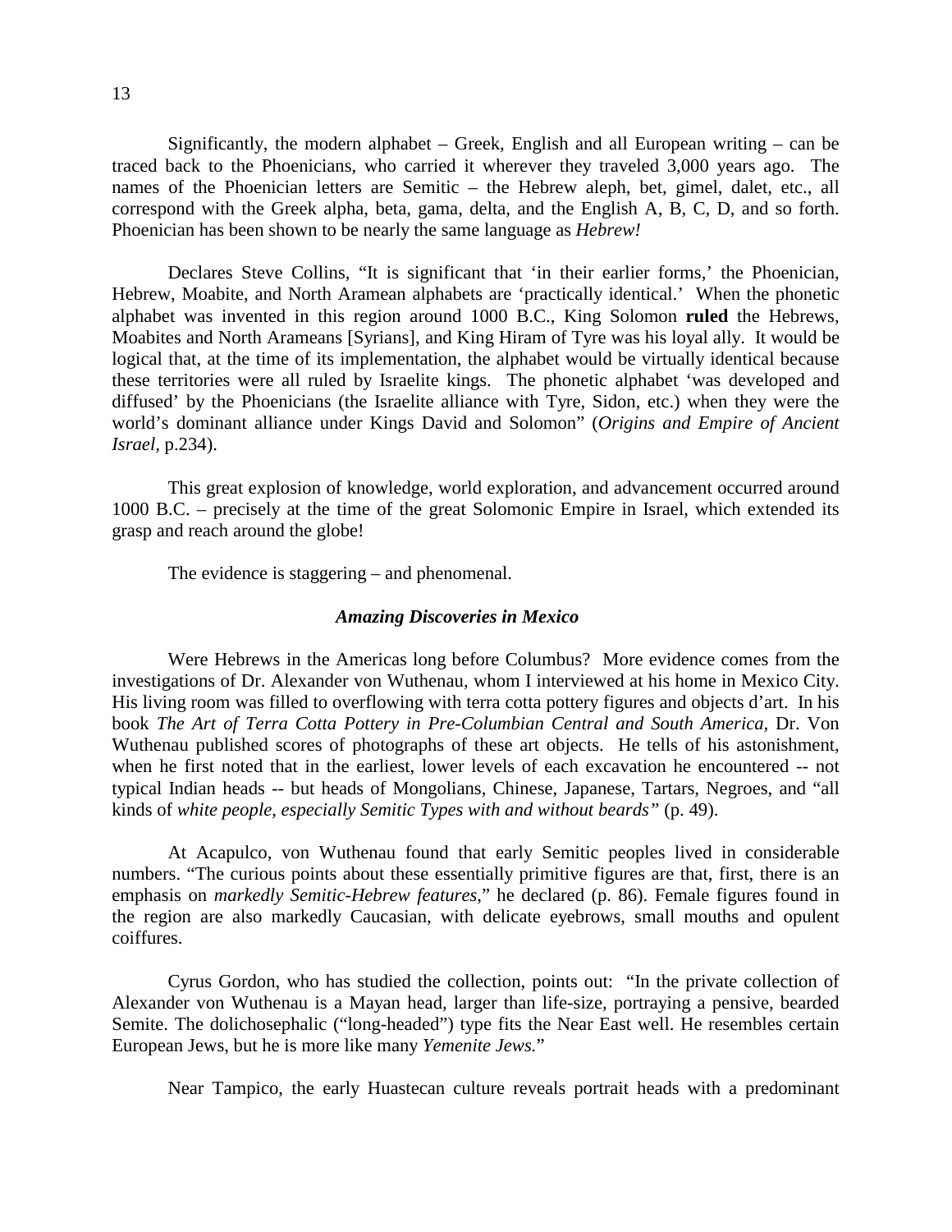Significantly, the modern alphabet – Greek, English and all European writing – can be traced back to the Phoenicians, who carried it wherever they traveled 3,000 years ago. The names of the Phoenician letters are Semitic – the Hebrew aleph, bet, gimel, dalet, etc., all correspond with the Greek alpha, beta, gama, delta, and the English A, B, C, D, and so forth. Phoenician has been shown to be nearly the same language as *Hebrew!*

Declares Steve Collins, "It is significant that 'in their earlier forms,' the Phoenician, Hebrew, Moabite, and North Aramean alphabets are 'practically identical.' When the phonetic alphabet was invented in this region around 1000 B.C., King Solomon **ruled** the Hebrews, Moabites and North Arameans [Syrians], and King Hiram of Tyre was his loyal ally. It would be logical that, at the time of its implementation, the alphabet would be virtually identical because these territories were all ruled by Israelite kings. The phonetic alphabet 'was developed and diffused' by the Phoenicians (the Israelite alliance with Tyre, Sidon, etc.) when they were the world's dominant alliance under Kings David and Solomon" (*Origins and Empire of Ancient Israel*, p.234).

This great explosion of knowledge, world exploration, and advancement occurred around 1000 B.C. – precisely at the time of the great Solomonic Empire in Israel, which extended its grasp and reach around the globe!

The evidence is staggering – and phenomenal.

### *Amazing Discoveries in Mexico*

Were Hebrews in the Americas long before Columbus? More evidence comes from the investigations of Dr. Alexander von Wuthenau, whom I interviewed at his home in Mexico City. His living room was filled to overflowing with terra cotta pottery figures and objects d'art. In his book *The Art of Terra Cotta Pottery in Pre-Columbian Central and South America,* Dr. Von Wuthenau published scores of photographs of these art objects. He tells of his astonishment, when he first noted that in the earliest, lower levels of each excavation he encountered -- not typical Indian heads -- but heads of Mongolians, Chinese, Japanese, Tartars, Negroes, and "all kinds of *white people, especially Semitic Types with and without beards"* (p. 49).

At Acapulco, von Wuthenau found that early Semitic peoples lived in considerable numbers. "The curious points about these essentially primitive figures are that, first, there is an emphasis on *markedly Semitic-Hebrew features,*" he declared (p. 86). Female figures found in the region are also markedly Caucasian, with delicate eyebrows, small mouths and opulent coiffures.

Cyrus Gordon, who has studied the collection, points out: "In the private collection of Alexander von Wuthenau is a Mayan head, larger than life-size, portraying a pensive, bearded Semite. The dolichosephalic ("long-headed") type fits the Near East well. He resembles certain European Jews, but he is more like many *Yemenite Jews.*"

Near Tampico, the early Huastecan culture reveals portrait heads with a predominant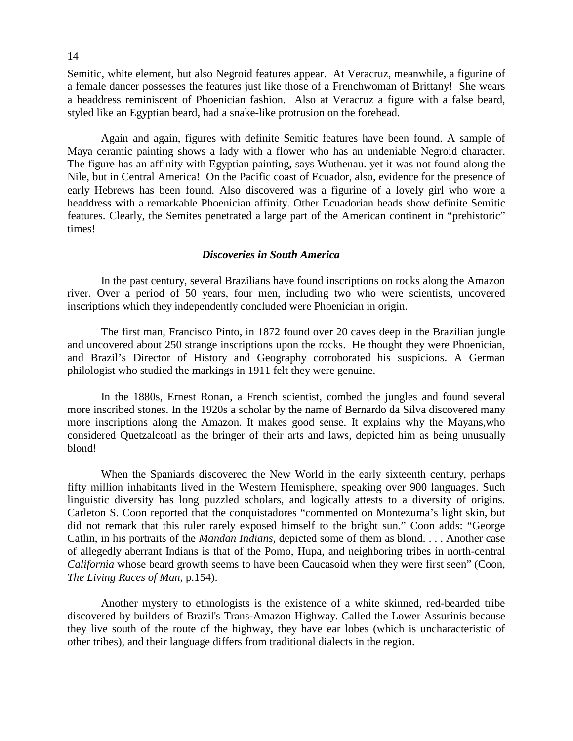Semitic, white element, but also Negroid features appear. At Veracruz, meanwhile, a figurine of a female dancer possesses the features just like those of a Frenchwoman of Brittany! She wears a headdress reminiscent of Phoenician fashion. Also at Veracruz a figure with a false beard, styled like an Egyptian beard, had a snake-like protrusion on the forehead.

Again and again, figures with definite Semitic features have been found. A sample of Maya ceramic painting shows a lady with a flower who has an undeniable Negroid character. The figure has an affinity with Egyptian painting, says Wuthenau. yet it was not found along the Nile, but in Central America! On the Pacific coast of Ecuador, also, evidence for the presence of early Hebrews has been found. Also discovered was a figurine of a lovely girl who wore a headdress with a remarkable Phoenician affinity. Other Ecuadorian heads show definite Semitic features. Clearly, the Semites penetrated a large part of the American continent in "prehistoric" times!

### *Discoveries in South America*

In the past century, several Brazilians have found inscriptions on rocks along the Amazon river. Over a period of 50 years, four men, including two who were scientists, uncovered inscriptions which they independently concluded were Phoenician in origin.

The first man, Francisco Pinto, in 1872 found over 20 caves deep in the Brazilian jungle and uncovered about 250 strange inscriptions upon the rocks. He thought they were Phoenician, and Brazil's Director of History and Geography corroborated his suspicions. A German philologist who studied the markings in 1911 felt they were genuine.

In the 1880s, Ernest Ronan, a French scientist, combed the jungles and found several more inscribed stones. In the 1920s a scholar by the name of Bernardo da Silva discovered many more inscriptions along the Amazon. It makes good sense. It explains why the Mayans,who considered Quetzalcoatl as the bringer of their arts and laws, depicted him as being unusually blond!

When the Spaniards discovered the New World in the early sixteenth century, perhaps fifty million inhabitants lived in the Western Hemisphere, speaking over 900 languages. Such linguistic diversity has long puzzled scholars, and logically attests to a diversity of origins. Carleton S. Coon reported that the conquistadores "commented on Montezuma's light skin, but did not remark that this ruler rarely exposed himself to the bright sun." Coon adds: "George Catlin, in his portraits of the *Mandan Indians,* depicted some of them as blond. . . . Another case of allegedly aberrant Indians is that of the Pomo, Hupa, and neighboring tribes in north-central *California* whose beard growth seems to have been Caucasoid when they were first seen" (Coon, *The Living Races of Man*, p.154).

Another mystery to ethnologists is the existence of a white skinned, red-bearded tribe discovered by builders of Brazil's Trans-Amazon Highway. Called the Lower Assurinis because they live south of the route of the highway, they have ear lobes (which is uncharacteristic of other tribes), and their language differs from traditional dialects in the region.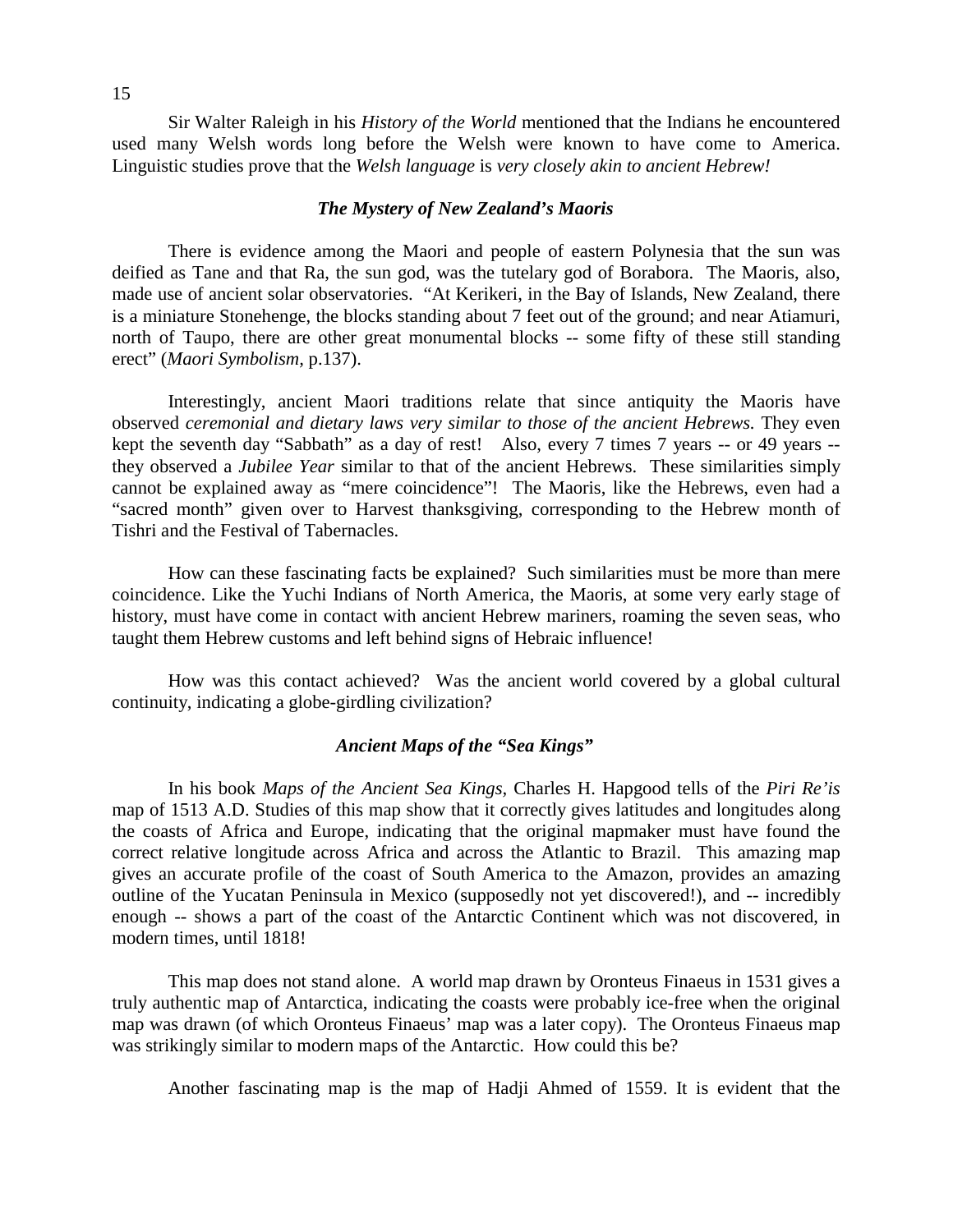Sir Walter Raleigh in his *History of the World* mentioned that the Indians he encountered used many Welsh words long before the Welsh were known to have come to America. Linguistic studies prove that the *Welsh language* is *very closely akin to ancient Hebrew!*

### *The Mystery of New Zealand's Maoris*

There is evidence among the Maori and people of eastern Polynesia that the sun was deified as Tane and that Ra, the sun god, was the tutelary god of Borabora. The Maoris, also, made use of ancient solar observatories. "At Kerikeri, in the Bay of Islands, New Zealand, there is a miniature Stonehenge, the blocks standing about 7 feet out of the ground; and near Atiamuri, north of Taupo, there are other great monumental blocks -- some fifty of these still standing erect" (*Maori Symbolism*, p.137).

Interestingly, ancient Maori traditions relate that since antiquity the Maoris have observed *ceremonial and dietary laws very similar to those of the ancient Hebrews.* They even kept the seventh day "Sabbath" as a day of rest! Also, every 7 times 7 years -- or 49 years -- they observed a *Jubilee Year* similar to that of the ancient Hebrews. These similarities simply cannot be explained away as "mere coincidence"! The Maoris, like the Hebrews, even had a "sacred month" given over to Harvest thanksgiving, corresponding to the Hebrew month of Tishri and the Festival of Tabernacles.

How can these fascinating facts be explained? Such similarities must be more than mere coincidence. Like the Yuchi Indians of North America, the Maoris, at some very early stage of history, must have come in contact with ancient Hebrew mariners, roaming the seven seas, who taught them Hebrew customs and left behind signs of Hebraic influence!

How was this contact achieved? Was the ancient world covered by a global cultural continuity, indicating a globe-girdling civilization?

### *Ancient Maps of the "Sea Kings"*

In his book *Maps of the Ancient Sea Kings*, Charles H. Hapgood tells of the *Piri Re'is* map of 1513 A.D. Studies of this map show that it correctly gives latitudes and longitudes along the coasts of Africa and Europe, indicating that the original mapmaker must have found the correct relative longitude across Africa and across the Atlantic to Brazil. This amazing map gives an accurate profile of the coast of South America to the Amazon, provides an amazing outline of the Yucatan Peninsula in Mexico (supposedly not yet discovered!), and -- incredibly enough -- shows a part of the coast of the Antarctic Continent which was not discovered, in modern times, until 1818!

This map does not stand alone. A world map drawn by Oronteus Finaeus in 1531 gives a truly authentic map of Antarctica, indicating the coasts were probably ice-free when the original map was drawn (of which Oronteus Finaeus' map was a later copy). The Oronteus Finaeus map was strikingly similar to modern maps of the Antarctic. How could this be?

Another fascinating map is the map of Hadji Ahmed of 1559. It is evident that the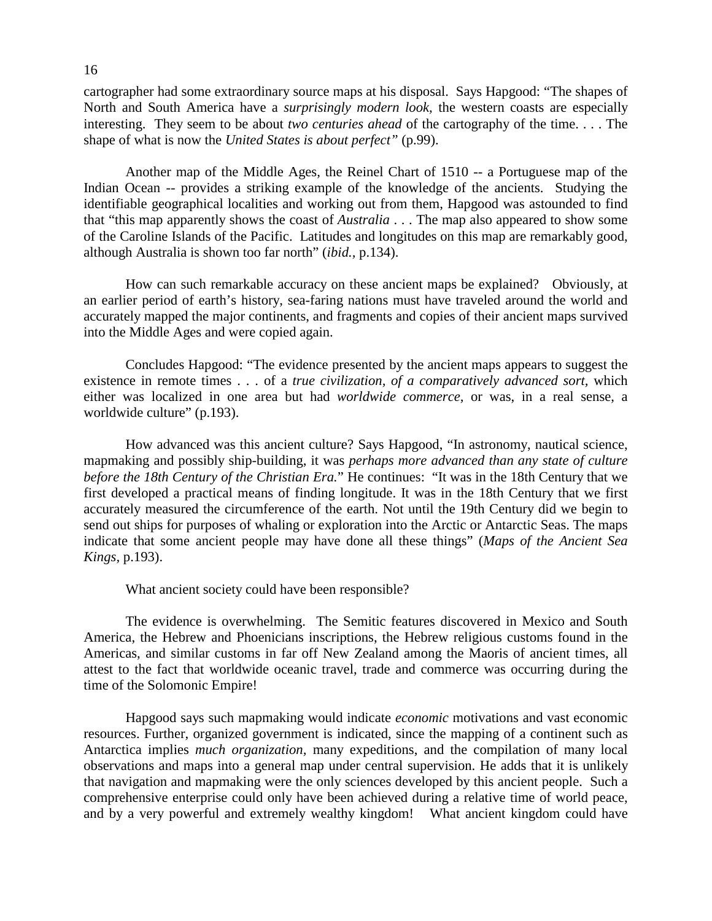cartographer had some extraordinary source maps at his disposal. Says Hapgood: "The shapes of North and South America have a *surprisingly modern look*, the western coasts are especially interesting. They seem to be about *two centuries ahead* of the cartography of the time. . . . The shape of what is now the *United States is about perfect"* (p.99).

Another map of the Middle Ages, the Reinel Chart of 1510 -- a Portuguese map of the Indian Ocean -- provides a striking example of the knowledge of the ancients. Studying the identifiable geographical localities and working out from them, Hapgood was astounded to find that "this map apparently shows the coast of *Australia* . . . The map also appeared to show some of the Caroline Islands of the Pacific. Latitudes and longitudes on this map are remarkably good, although Australia is shown too far north" (*ibid.*, p.134).

How can such remarkable accuracy on these ancient maps be explained? Obviously, at an earlier period of earth's history, sea-faring nations must have traveled around the world and accurately mapped the major continents, and fragments and copies of their ancient maps survived into the Middle Ages and were copied again.

Concludes Hapgood: "The evidence presented by the ancient maps appears to suggest the existence in remote times . . . of a *true civilization, of a comparatively advanced sort,* which either was localized in one area but had *worldwide commerce,* or was, in a real sense, a worldwide culture" (p.193).

How advanced was this ancient culture? Says Hapgood, "In astronomy, nautical science, mapmaking and possibly ship-building, it was *perhaps more advanced than any state of culture before the 18th Century of the Christian Era.*" He continues: "It was in the 18th Century that we first developed a practical means of finding longitude. It was in the 18th Century that we first accurately measured the circumference of the earth. Not until the 19th Century did we begin to send out ships for purposes of whaling or exploration into the Arctic or Antarctic Seas. The maps indicate that some ancient people may have done all these things" (*Maps of the Ancient Sea Kings,* p.193).

What ancient society could have been responsible?

The evidence is overwhelming. The Semitic features discovered in Mexico and South America, the Hebrew and Phoenicians inscriptions, the Hebrew religious customs found in the Americas, and similar customs in far off New Zealand among the Maoris of ancient times, all attest to the fact that worldwide oceanic travel, trade and commerce was occurring during the time of the Solomonic Empire!

Hapgood says such mapmaking would indicate *economic* motivations and vast economic resources. Further, organized government is indicated, since the mapping of a continent such as Antarctica implies *much organization,* many expeditions, and the compilation of many local observations and maps into a general map under central supervision. He adds that it is unlikely that navigation and mapmaking were the only sciences developed by this ancient people. Such a comprehensive enterprise could only have been achieved during a relative time of world peace, and by a very powerful and extremely wealthy kingdom! What ancient kingdom could have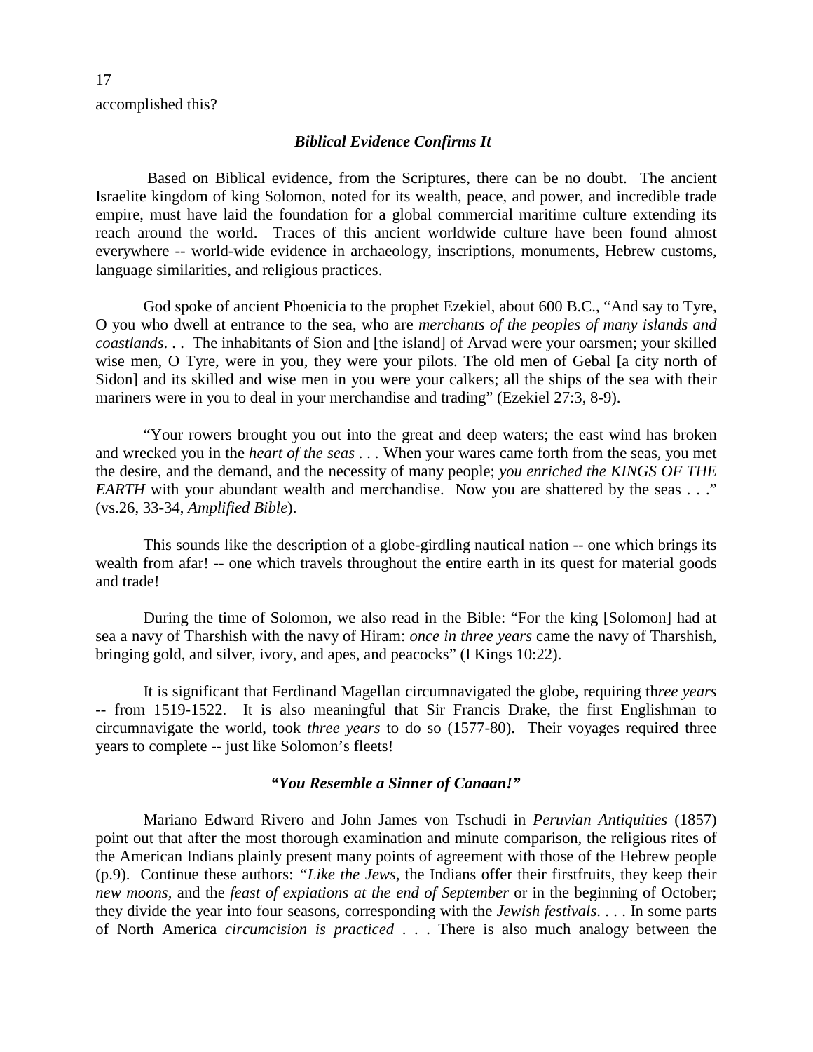accomplished this?

### *Biblical Evidence Confirms It*

Based on Biblical evidence, from the Scriptures, there can be no doubt. The ancient Israelite kingdom of king Solomon, noted for its wealth, peace, and power, and incredible trade empire, must have laid the foundation for a global commercial maritime culture extending its reach around the world. Traces of this ancient worldwide culture have been found almost everywhere -- world-wide evidence in archaeology, inscriptions, monuments, Hebrew customs, language similarities, and religious practices.

God spoke of ancient Phoenicia to the prophet Ezekiel, about 600 B.C., "And say to Tyre, O you who dwell at entrance to the sea, who are *merchants of the peoples of many islands and coastlands*. . . The inhabitants of Sion and [the island] of Arvad were your oarsmen; your skilled wise men, O Tyre, were in you, they were your pilots. The old men of Gebal [a city north of Sidon] and its skilled and wise men in you were your calkers; all the ships of the sea with their mariners were in you to deal in your merchandise and trading" (Ezekiel 27:3, 8-9).

"Your rowers brought you out into the great and deep waters; the east wind has broken and wrecked you in the *heart of the seas* . . . When your wares came forth from the seas, you met the desire, and the demand, and the necessity of many people; *you enriched the KINGS OF THE EARTH* with your abundant wealth and merchandise. Now you are shattered by the seas . . ." (vs.26, 33-34, *Amplified Bible*).

This sounds like the description of a globe-girdling nautical nation -- one which brings its wealth from afar! -- one which travels throughout the entire earth in its quest for material goods and trade!

During the time of Solomon, we also read in the Bible: "For the king [Solomon] had at sea a navy of Tharshish with the navy of Hiram: *once in three years* came the navy of Tharshish, bringing gold, and silver, ivory, and apes, and peacocks" (I Kings 10:22).

It is significant that Ferdinand Magellan circumnavigated the globe, requiring th*ree years* -- from 1519-1522. It is also meaningful that Sir Francis Drake, the first Englishman to circumnavigate the world, took *three years* to do so (1577-80). Their voyages required three years to complete -- just like Solomon's fleets!

### *"You Resemble a Sinner of Canaan!"*

Mariano Edward Rivero and John James von Tschudi in *Peruvian Antiquities* (1857) point out that after the most thorough examination and minute comparison, the religious rites of the American Indians plainly present many points of agreement with those of the Hebrew people (p.9). Continue these authors: *"Like the Jews,* the Indians offer their firstfruits, they keep their *new moons*, and the *feast of expiations at the end of September* or in the beginning of October; they divide the year into four seasons, corresponding with the *Jewish festivals*. . . . In some parts of North America *circumcision is practiced* . . . There is also much analogy between the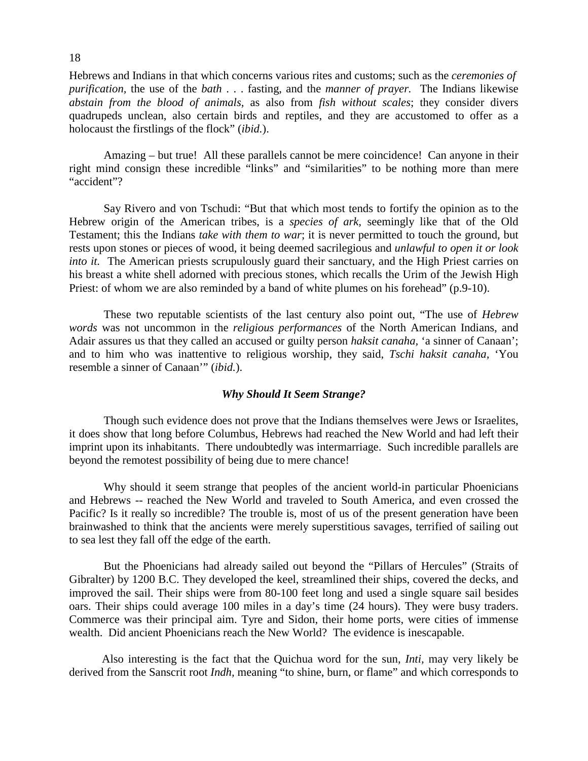Hebrews and Indians in that which concerns various rites and customs; such as the *ceremonies of purification,* the use of the *bath* . . . fasting, and the *manner of prayer.* The Indians likewise *abstain from the blood of animals*, as also from *fish without scales*; they consider divers quadrupeds unclean, also certain birds and reptiles, and they are accustomed to offer as a holocaust the firstlings of the flock" (*ibid.*).

Amazing – but true! All these parallels cannot be mere coincidence! Can anyone in their right mind consign these incredible "links" and "similarities" to be nothing more than mere "accident"?

Say Rivero and von Tschudi: "But that which most tends to fortify the opinion as to the Hebrew origin of the American tribes, is a *species of ark,* seemingly like that of the Old Testament; this the Indians *take with them to war*; it is never permitted to touch the ground, but rests upon stones or pieces of wood, it being deemed sacrilegious and *unlawful to open it or look into it.* The American priests scrupulously guard their sanctuary, and the High Priest carries on his breast a white shell adorned with precious stones, which recalls the Urim of the Jewish High Priest: of whom we are also reminded by a band of white plumes on his forehead" (p.9-10).

These two reputable scientists of the last century also point out, "The use of *Hebrew words* was not uncommon in the *religious performances* of the North American Indians, and Adair assures us that they called an accused or guilty person *haksit canaha,* 'a sinner of Canaan'; and to him who was inattentive to religious worship, they said, *Tschi haksit canaha,* 'You resemble a sinner of Canaan'" (*ibid.*).

### *Why Should It Seem Strange?*

Though such evidence does not prove that the Indians themselves were Jews or Israelites, it does show that long before Columbus, Hebrews had reached the New World and had left their imprint upon its inhabitants. There undoubtedly was intermarriage. Such incredible parallels are beyond the remotest possibility of being due to mere chance!

Why should it seem strange that peoples of the ancient world-in particular Phoenicians and Hebrews -- reached the New World and traveled to South America, and even crossed the Pacific? Is it really so incredible? The trouble is, most of us of the present generation have been brainwashed to think that the ancients were merely superstitious savages, terrified of sailing out to sea lest they fall off the edge of the earth.

But the Phoenicians had already sailed out beyond the "Pillars of Hercules" (Straits of Gibralter) by 1200 B.C. They developed the keel, streamlined their ships, covered the decks, and improved the sail. Their ships were from 80-100 feet long and used a single square sail besides oars. Their ships could average 100 miles in a day's time (24 hours). They were busy traders. Commerce was their principal aim. Tyre and Sidon, their home ports, were cities of immense wealth. Did ancient Phoenicians reach the New World? The evidence is inescapable.

Also interesting is the fact that the Quichua word for the sun, *Inti*, may very likely be derived from the Sanscrit root *Indh*, meaning "to shine, burn, or flame" and which corresponds to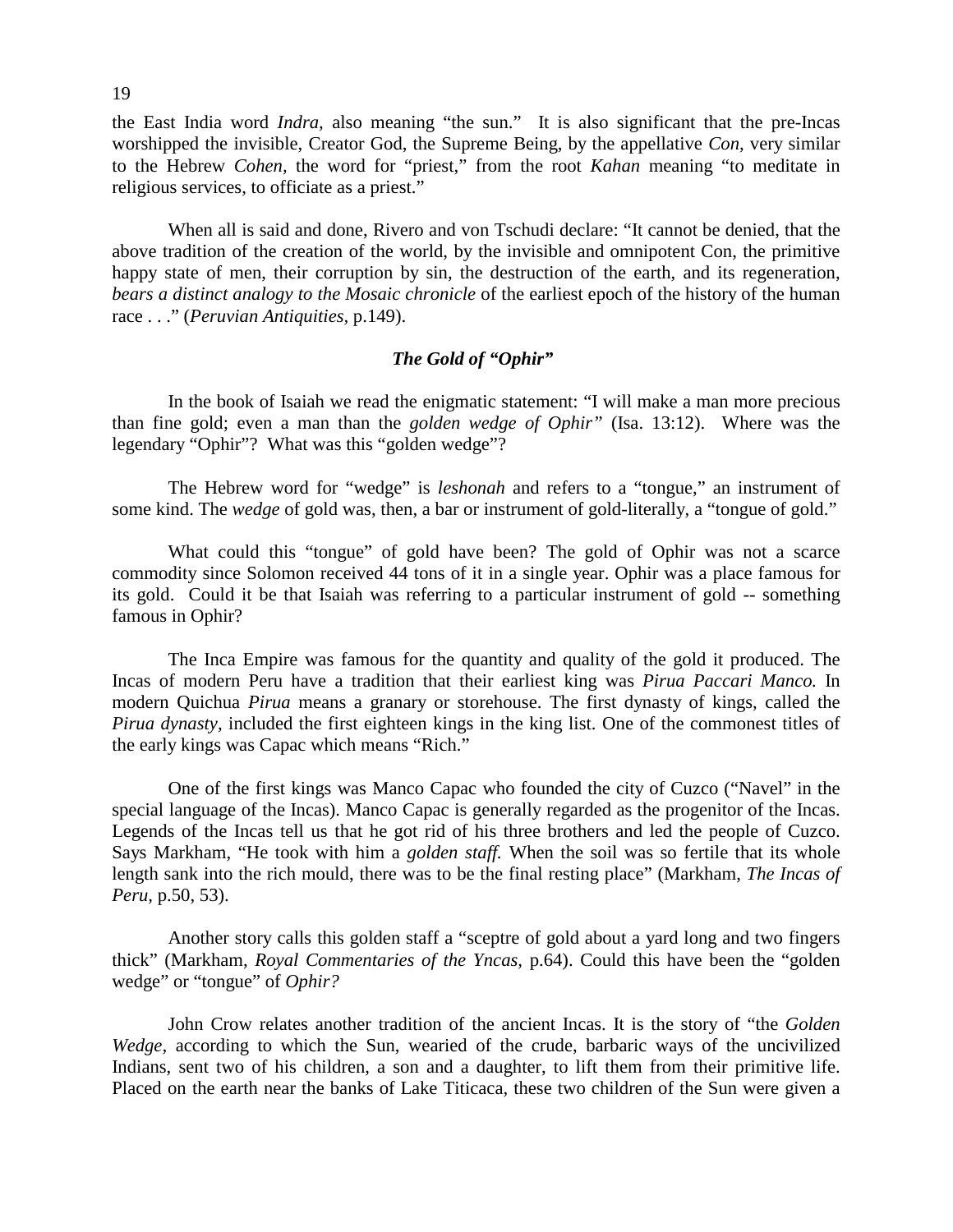the East India word *Indra*, also meaning "the sun." It is also significant that the pre-Incas worshipped the invisible, Creator God, the Supreme Being, by the appellative *Con*, very similar to the Hebrew *Cohen*, the word for "priest," from the root *Kahan* meaning "to meditate in religious services, to officiate as a priest."

When all is said and done, Rivero and von Tschudi declare: "It cannot be denied, that the above tradition of the creation of the world, by the invisible and omnipotent Con, the primitive happy state of men, their corruption by sin, the destruction of the earth, and its regeneration, *bears a distinct analogy to the Mosaic chronicle* of the earliest epoch of the history of the human race . . ." (*Peruvian Antiquities,* p.149).

### *The Gold of "Ophir"*

In the book of Isaiah we read the enigmatic statement: "I will make a man more precious than fine gold; even a man than the *golden wedge of Ophir"* (Isa. 13:12). Where was the legendary "Ophir"? What was this "golden wedge"?

The Hebrew word for "wedge" is *leshonah* and refers to a "tongue," an instrument of some kind. The *wedge* of gold was, then, a bar or instrument of gold-literally, a "tongue of gold."

What could this "tongue" of gold have been? The gold of Ophir was not a scarce commodity since Solomon received 44 tons of it in a single year. Ophir was a place famous for its gold. Could it be that Isaiah was referring to a particular instrument of gold -- something famous in Ophir?

The Inca Empire was famous for the quantity and quality of the gold it produced. The Incas of modern Peru have a tradition that their earliest king was *Pirua Paccari Manco.* In modern Quichua *Pirua* means a granary or storehouse. The first dynasty of kings, called the *Pirua dynasty,* included the first eighteen kings in the king list. One of the commonest titles of the early kings was Capac which means "Rich."

One of the first kings was Manco Capac who founded the city of Cuzco ("Navel" in the special language of the Incas). Manco Capac is generally regarded as the progenitor of the Incas. Legends of the Incas tell us that he got rid of his three brothers and led the people of Cuzco. Says Markham, "He took with him a *golden staff.* When the soil was so fertile that its whole length sank into the rich mould, there was to be the final resting place" (Markham, *The Incas of Peru,* p.50, 53).

Another story calls this golden staff a "sceptre of gold about a yard long and two fingers thick" (Markham, *Royal Commentaries of the Yncas,* p.64). Could this have been the "golden wedge" or "tongue" of *Ophir?*

John Crow relates another tradition of the ancient Incas. It is the story of "the *Golden Wedge,* according to which the Sun, wearied of the crude, barbaric ways of the uncivilized Indians, sent two of his children, a son and a daughter, to lift them from their primitive life. Placed on the earth near the banks of Lake Titicaca, these two children of the Sun were given a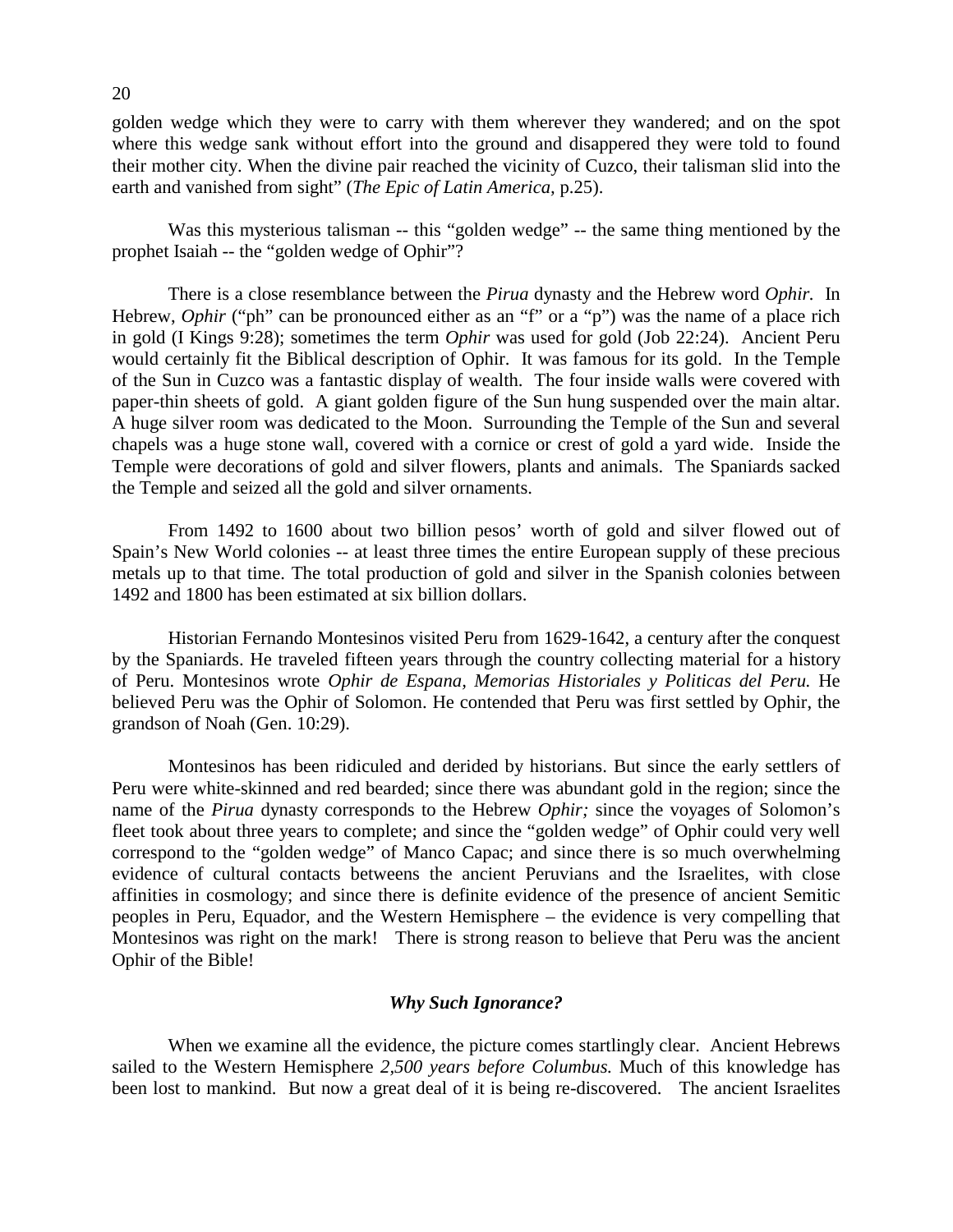golden wedge which they were to carry with them wherever they wandered; and on the spot where this wedge sank without effort into the ground and disappered they were told to found their mother city. When the divine pair reached the vicinity of Cuzco, their talisman slid into the earth and vanished from sight" (*The Epic of Latin America,* p.25).

Was this mysterious talisman -- this "golden wedge" -- the same thing mentioned by the prophet Isaiah -- the "golden wedge of Ophir"?

There is a close resemblance between the *Pirua* dynasty and the Hebrew word *Ophir.* In Hebrew, *Ophir* ("ph" can be pronounced either as an "f" or a "p") was the name of a place rich in gold (I Kings 9:28); sometimes the term *Ophir* was used for gold (Job 22:24). Ancient Peru would certainly fit the Biblical description of Ophir. It was famous for its gold. In the Temple of the Sun in Cuzco was a fantastic display of wealth. The four inside walls were covered with paper-thin sheets of gold. A giant golden figure of the Sun hung suspended over the main altar. A huge silver room was dedicated to the Moon. Surrounding the Temple of the Sun and several chapels was a huge stone wall, covered with a cornice or crest of gold a yard wide. Inside the Temple were decorations of gold and silver flowers, plants and animals. The Spaniards sacked the Temple and seized all the gold and silver ornaments.

From 1492 to 1600 about two billion pesos' worth of gold and silver flowed out of Spain's New World colonies -- at least three times the entire European supply of these precious metals up to that time. The total production of gold and silver in the Spanish colonies between 1492 and 1800 has been estimated at six billion dollars.

Historian Fernando Montesinos visited Peru from 1629-1642, a century after the conquest by the Spaniards. He traveled fifteen years through the country collecting material for a history of Peru. Montesinos wrote *Ophir de Espana, Memorias Historiales y Politicas del Peru.* He believed Peru was the Ophir of Solomon. He contended that Peru was first settled by Ophir, the grandson of Noah (Gen. 10:29).

Montesinos has been ridiculed and derided by historians. But since the early settlers of Peru were white-skinned and red bearded; since there was abundant gold in the region; since the name of the *Pirua* dynasty corresponds to the Hebrew *Ophir;* since the voyages of Solomon's fleet took about three years to complete; and since the "golden wedge" of Ophir could very well correspond to the "golden wedge" of Manco Capac; and since there is so much overwhelming evidence of cultural contacts betweens the ancient Peruvians and the Israelites, with close affinities in cosmology; and since there is definite evidence of the presence of ancient Semitic peoples in Peru, Equador, and the Western Hemisphere – the evidence is very compelling that Montesinos was right on the mark! There is strong reason to believe that Peru was the ancient Ophir of the Bible!

### *Why Such Ignorance?*

When we examine all the evidence, the picture comes startlingly clear. Ancient Hebrews sailed to the Western Hemisphere *2,500 years before Columbus.* Much of this knowledge has been lost to mankind. But now a great deal of it is being re-discovered. The ancient Israelites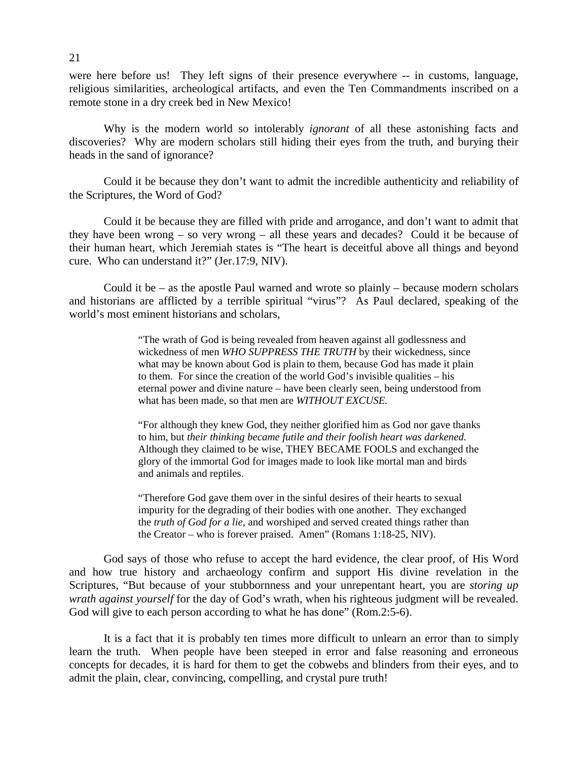were here before us! They left signs of their presence everywhere -- in customs, language, religious similarities, archeological artifacts, and even the Ten Commandments inscribed on a remote stone in a dry creek bed in New Mexico!

Why is the modern world so intolerably *ignorant* of all these astonishing facts and discoveries? Why are modern scholars still hiding their eyes from the truth, and burying their heads in the sand of ignorance?

Could it be because they don't want to admit the incredible authenticity and reliability of the Scriptures, the Word of God?

Could it be because they are filled with pride and arrogance, and don't want to admit that they have been wrong – so very wrong – all these years and decades? Could it be because of their human heart, which Jeremiah states is "The heart is deceitful above all things and beyond cure. Who can understand it?" (Jer.17:9, NIV).

Could it be – as the apostle Paul warned and wrote so plainly – because modern scholars and historians are afflicted by a terrible spiritual "virus"? As Paul declared, speaking of the world's most eminent historians and scholars,

> "The wrath of God is being revealed from heaven against all godlessness and wickedness of men *WHO SUPPRESS THE TRUTH* by their wickedness, since what may be known about God is plain to them, because God has made it plain to them. For since the creation of the world God's invisible qualities – his eternal power and divine nature – have been clearly seen, being understood from what has been made, so that men are *WITHOUT EXCUSE.*
>
> "For although they knew God, they neither glorified him as God nor gave thanks to him, but *their thinking became futile and their foolish heart was darkened.* Although they claimed to be wise, THEY BECAME FOOLS and exchanged the glory of the immortal God for images made to look like mortal man and birds and animals and reptiles.
>
> "Therefore God gave them over in the sinful desires of their hearts to sexual impurity for the degrading of their bodies with one another. They exchanged the *truth of God for a lie,* and worshiped and served created things rather than the Creator – who is forever praised. Amen" (Romans 1:18-25, NIV).

God says of those who refuse to accept the hard evidence, the clear proof, of His Word and how true history and archaeology confirm and support His divine revelation in the Scriptures, "But because of your stubbornness and your unrepentant heart, you are *storing up wrath against yourself* for the day of God's wrath, when his righteous judgment will be revealed. God will give to each person according to what he has done" (Rom.2:5-6).

It is a fact that it is probably ten times more difficult to unlearn an error than to simply learn the truth. When people have been steeped in error and false reasoning and erroneous concepts for decades, it is hard for them to get the cobwebs and blinders from their eyes, and to admit the plain, clear, convincing, compelling, and crystal pure truth!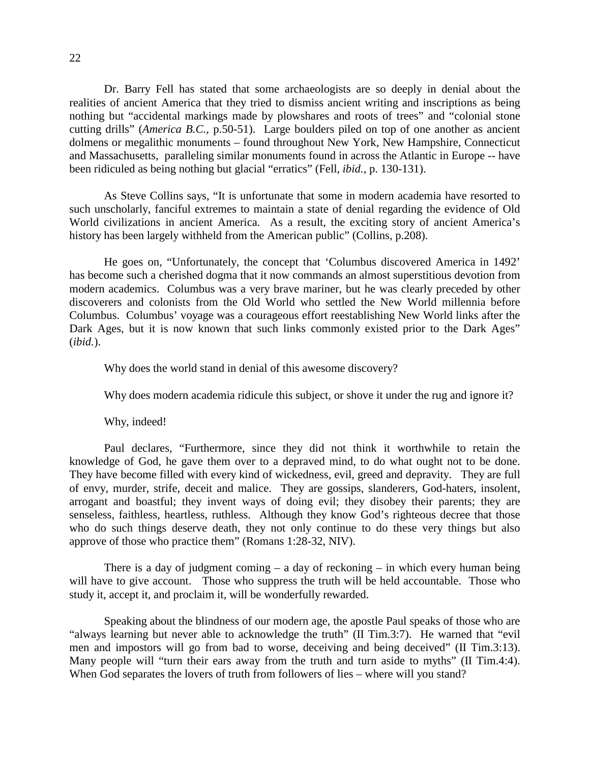Dr. Barry Fell has stated that some archaeologists are so deeply in denial about the realities of ancient America that they tried to dismiss ancient writing and inscriptions as being nothing but "accidental markings made by plowshares and roots of trees" and "colonial stone cutting drills" (*America B.C.*, p.50-51). Large boulders piled on top of one another as ancient dolmens or megalithic monuments – found throughout New York, New Hampshire, Connecticut and Massachusetts, paralleling similar monuments found in across the Atlantic in Europe -- have been ridiculed as being nothing but glacial "erratics" (Fell, *ibid.*, p. 130-131).

As Steve Collins says, "It is unfortunate that some in modern academia have resorted to such unscholarly, fanciful extremes to maintain a state of denial regarding the evidence of Old World civilizations in ancient America. As a result, the exciting story of ancient America's history has been largely withheld from the American public" (Collins, p.208).

He goes on, "Unfortunately, the concept that 'Columbus discovered America in 1492' has become such a cherished dogma that it now commands an almost superstitious devotion from modern academics. Columbus was a very brave mariner, but he was clearly preceded by other discoverers and colonists from the Old World who settled the New World millennia before Columbus. Columbus' voyage was a courageous effort reestablishing New World links after the Dark Ages, but it is now known that such links commonly existed prior to the Dark Ages" (*ibid.*).

Why does the world stand in denial of this awesome discovery?

Why does modern academia ridicule this subject, or shove it under the rug and ignore it?

Why, indeed!

Paul declares, "Furthermore, since they did not think it worthwhile to retain the knowledge of God, he gave them over to a depraved mind, to do what ought not to be done. They have become filled with every kind of wickedness, evil, greed and depravity. They are full of envy, murder, strife, deceit and malice. They are gossips, slanderers, God-haters, insolent, arrogant and boastful; they invent ways of doing evil; they disobey their parents; they are senseless, faithless, heartless, ruthless. Although they know God's righteous decree that those who do such things deserve death, they not only continue to do these very things but also approve of those who practice them" (Romans 1:28-32, NIV).

There is a day of judgment coming – a day of reckoning – in which every human being will have to give account. Those who suppress the truth will be held accountable. Those who study it, accept it, and proclaim it, will be wonderfully rewarded.

Speaking about the blindness of our modern age, the apostle Paul speaks of those who are "always learning but never able to acknowledge the truth" (II Tim.3:7). He warned that "evil men and impostors will go from bad to worse, deceiving and being deceived" (II Tim.3:13). Many people will "turn their ears away from the truth and turn aside to myths" (II Tim.4:4). When God separates the lovers of truth from followers of lies – where will you stand?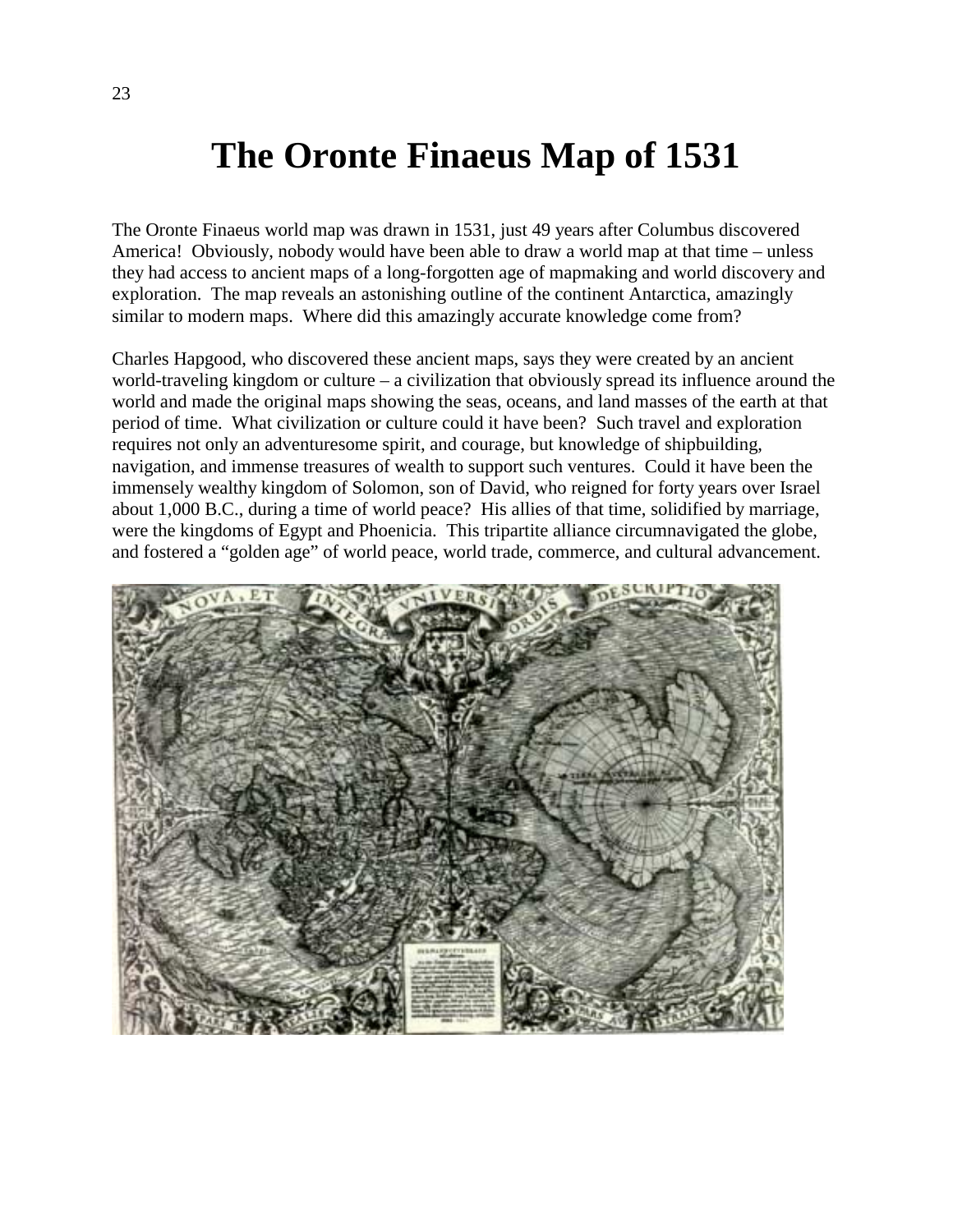# The Oronte Finaeus Map of 1531

The Oronte Finaeus world map was drawn in 1531, just 49 years after Columbus discovered America! Obviously, nobody would have been able to draw a world map at that time – unless they had access to ancient maps of a long-forgotten age of mapmaking and world discovery and exploration. The map reveals an astonishing outline of the continent Antarctica, amazingly similar to modern maps. Where did this amazingly accurate knowledge come from?

Charles Hapgood, who discovered these ancient maps, says they were created by an ancient world-traveling kingdom or culture – a civilization that obviously spread its influence around the world and made the original maps showing the seas, oceans, and land masses of the earth at that period of time. What civilization or culture could it have been? Such travel and exploration requires not only an adventuresome spirit, and courage, but knowledge of shipbuilding, navigation, and immense treasures of wealth to support such ventures. Could it have been the immensely wealthy kingdom of Solomon, son of David, who reigned for forty years over Israel about 1,000 B.C., during a time of world peace? His allies of that time, solidified by marriage, were the kingdoms of Egypt and Phoenicia. This tripartite alliance circumnavigated the globe, and fostered a "golden age" of world peace, world trade, commerce, and cultural advancement.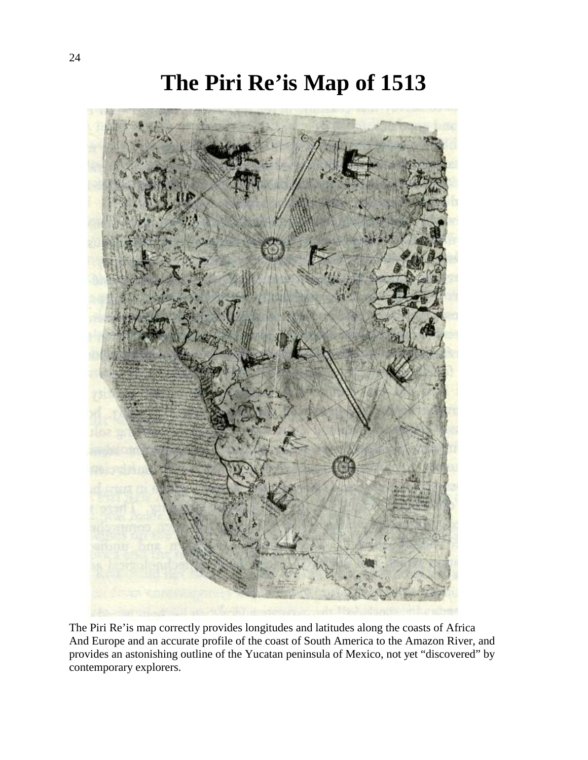# The Piri Re'is Map of 1513

The Piri Re'is map correctly provides longitudes and latitudes along the coasts of Africa And Europe and an accurate profile of the coast of South America to the Amazon River, and provides an astonishing outline of the Yucatan peninsula of Mexico, not yet "discovered" by contemporary explorers.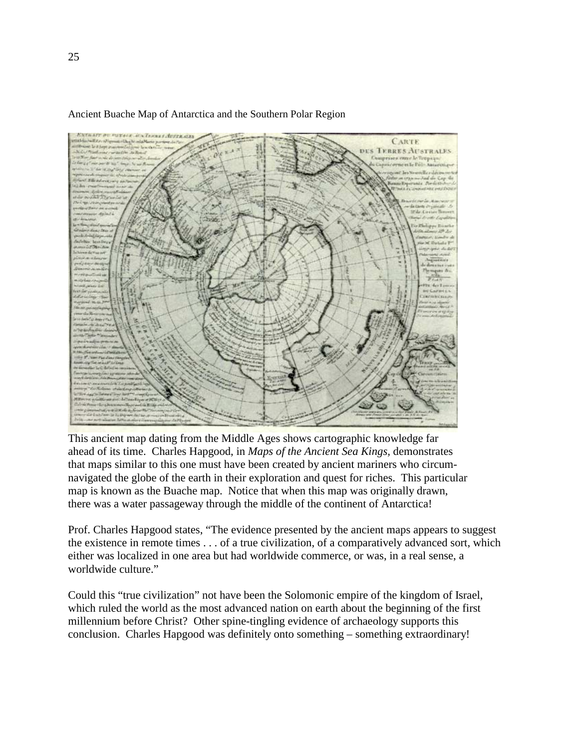Ancient Buache Map of Antarctica and the Southern Polar Region

This ancient map dating from the Middle Ages shows cartographic knowledge far ahead of its time. Charles Hapgood, in *Maps of the Ancient Sea Kings*, demonstrates that maps similar to this one must have been created by ancient mariners who circum-navigated the globe of the earth in their exploration and quest for riches. This particular map is known as the Buache map. Notice that when this map was originally drawn, there was a water passageway through the middle of the continent of Antarctica!

Prof. Charles Hapgood states, "The evidence presented by the ancient maps appears to suggest the existence in remote times . . . of a true civilization, of a comparatively advanced sort, which either was localized in one area but had worldwide commerce, or was, in a real sense, a worldwide culture."

Could this "true civilization" not have been the Solomonic empire of the kingdom of Israel, which ruled the world as the most advanced nation on earth about the beginning of the first millennium before Christ? Other spine-tingling evidence of archaeology supports this conclusion. Charles Hapgood was definitely onto something – something extraordinary!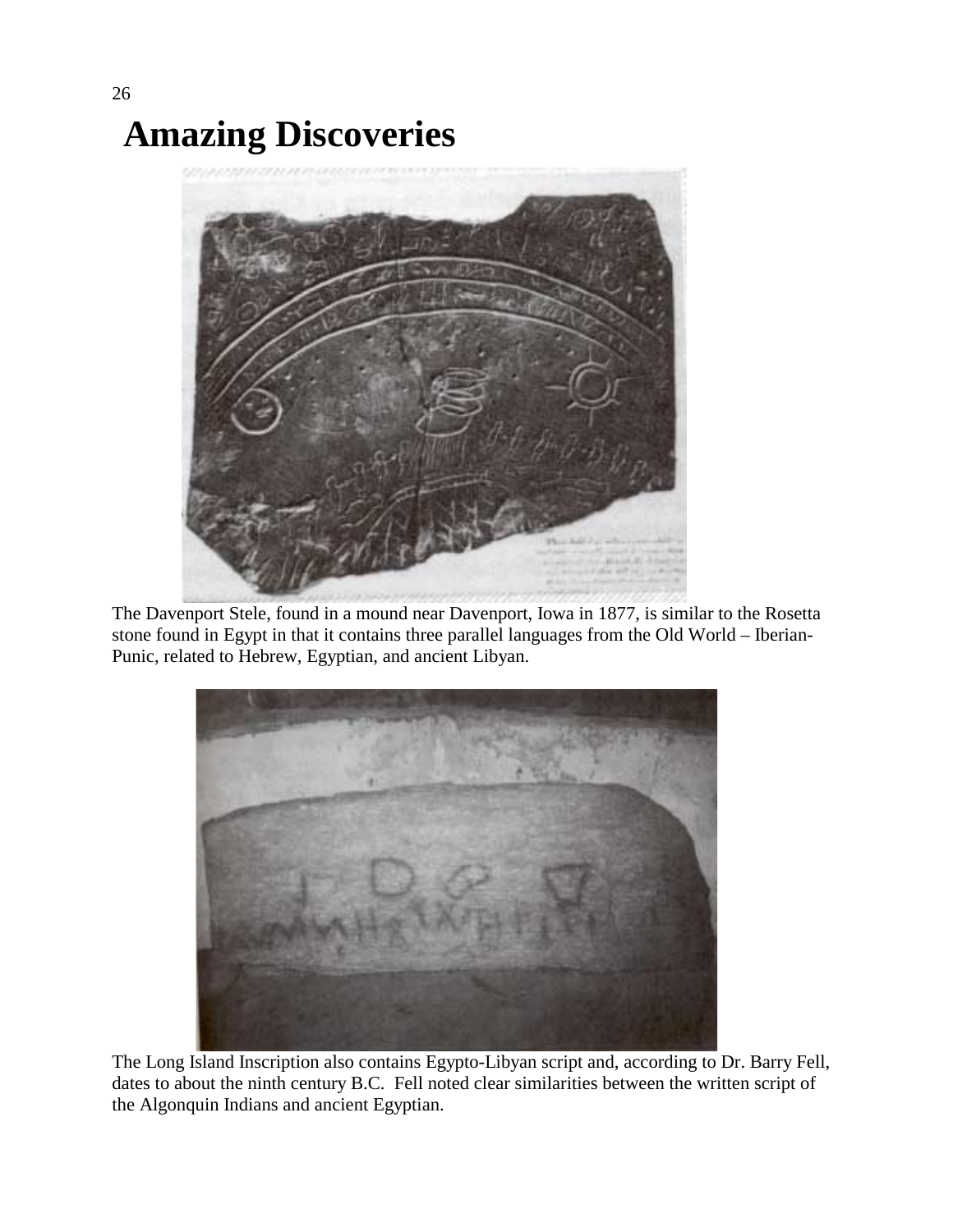# Amazing Discoveries

The Davenport Stele, found in a mound near Davenport, Iowa in 1877, is similar to the Rosetta stone found in Egypt in that it contains three parallel languages from the Old World – Iberian-Punic, related to Hebrew, Egyptian, and ancient Libyan.

The Long Island Inscription also contains Egypto-Libyan script and, according to Dr. Barry Fell, dates to about the ninth century B.C. Fell noted clear similarities between the written script of the Algonquin Indians and ancient Egyptian.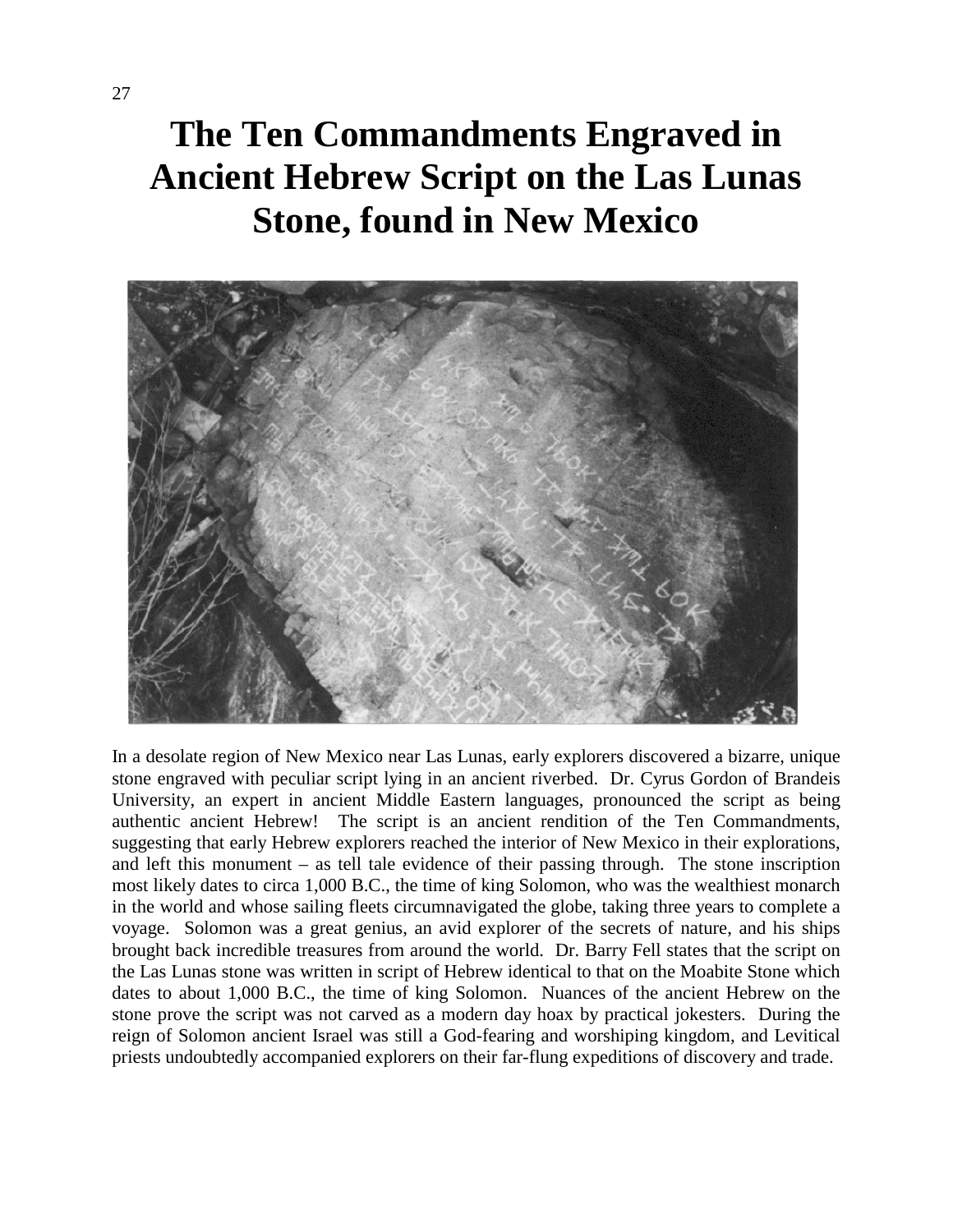# The Ten Commandments Engraved in Ancient Hebrew Script on the Las Lunas Stone, found in New Mexico

In a desolate region of New Mexico near Las Lunas, early explorers discovered a bizarre, unique stone engraved with peculiar script lying in an ancient riverbed. Dr. Cyrus Gordon of Brandeis University, an expert in ancient Middle Eastern languages, pronounced the script as being authentic ancient Hebrew! The script is an ancient rendition of the Ten Commandments, suggesting that early Hebrew explorers reached the interior of New Mexico in their explorations, and left this monument – as tell tale evidence of their passing through. The stone inscription most likely dates to circa 1,000 B.C., the time of king Solomon, who was the wealthiest monarch in the world and whose sailing fleets circumnavigated the globe, taking three years to complete a voyage. Solomon was a great genius, an avid explorer of the secrets of nature, and his ships brought back incredible treasures from around the world. Dr. Barry Fell states that the script on the Las Lunas stone was written in script of Hebrew identical to that on the Moabite Stone which dates to about 1,000 B.C., the time of king Solomon. Nuances of the ancient Hebrew on the stone prove the script was not carved as a modern day hoax by practical jokesters. During the reign of Solomon ancient Israel was still a God-fearing and worshiping kingdom, and Levitical priests undoubtedly accompanied explorers on their far-flung expeditions of discovery and trade.